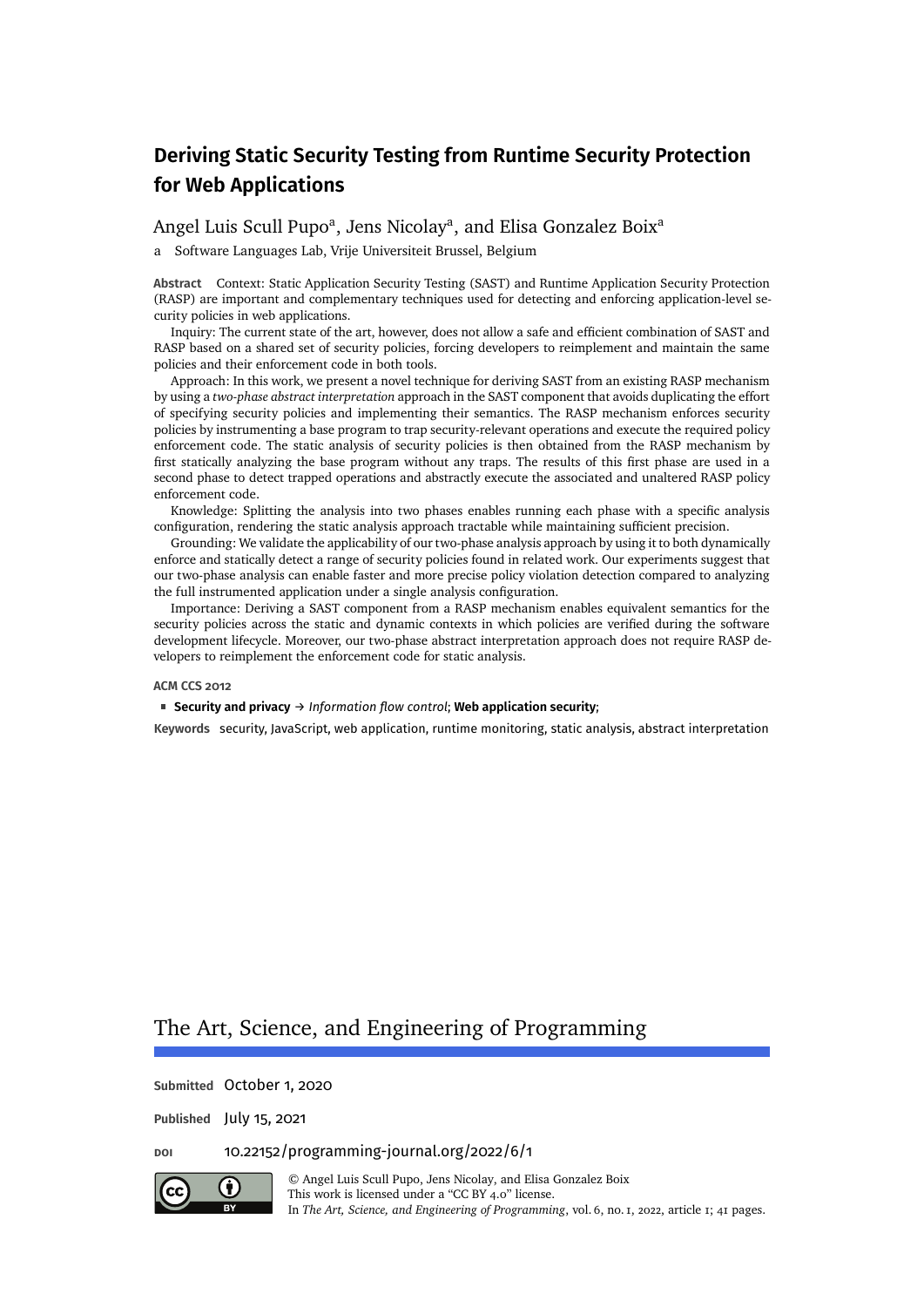# Deriving Static Security Testing from Runtime Security Protection for Web Applications

Angel Luis Scull Pupo[a], Jens Nicolay[a], and Elisa Gonzalez Boix[a]

a Software Languages Lab, Vrije Universiteit Brussel, Belgium

**Abstract** Context: Static Application Security Testing (SAST) and Runtime Application Security Protection (RASP) are important and complementary techniques used for detecting and enforcing application-level security policies in web applications.

Inquiry: The current state of the art, however, does not allow a safe and efficient combination of SAST and RASP based on a shared set of security policies, forcing developers to reimplement and maintain the same policies and their enforcement code in both tools.

Approach: In this work, we present a novel technique for deriving SAST from an existing RASP mechanism by using a *two-phase abstract interpretation* approach in the SAST component that avoids duplicating the effort of specifying security policies and implementing their semantics. The RASP mechanism enforces security policies by instrumenting a base program to trap security-relevant operations and execute the required policy enforcement code. The static analysis of security policies is then obtained from the RASP mechanism by first statically analyzing the base program without any traps. The results of this first phase are used in a second phase to detect trapped operations and abstractly execute the associated and unaltered RASP policy enforcement code.

Knowledge: Splitting the analysis into two phases enables running each phase with a specific analysis configuration, rendering the static analysis approach tractable while maintaining sufficient precision.

Grounding: We validate the applicability of our two-phase analysis approach by using it to both dynamically enforce and statically detect a range of security policies found in related work. Our experiments suggest that our two-phase analysis can enable faster and more precise policy violation detection compared to analyzing the full instrumented application under a single analysis configuration.

Importance: Deriving a SAST component from a RASP mechanism enables equivalent semantics for the security policies across the static and dynamic contexts in which policies are verified during the software development lifecycle. Moreover, our two-phase abstract interpretation approach does not require RASP developers to reimplement the enforcement code for static analysis.

**ACM CCS 2012**

- **Security and privacy** → *Information flow control*; **Web application security**;

**Keywords** security, JavaScript, web application, runtime monitoring, static analysis, abstract interpretation

The Art, Science, and Engineering of Programming

**Submitted** October 1, 2020

**Published** July 15, 2021

**DOI** 10.22152/programming-journal.org/2022/6/1

© Angel Luis Scull Pupo, Jens Nicolay, and Elisa Gonzalez Boix
This work is licensed under a "CC BY 4.0" license.
In *The Art, Science, and Engineering of Programming*, vol. 6, no. 1, 2022, article 1; 41 pages.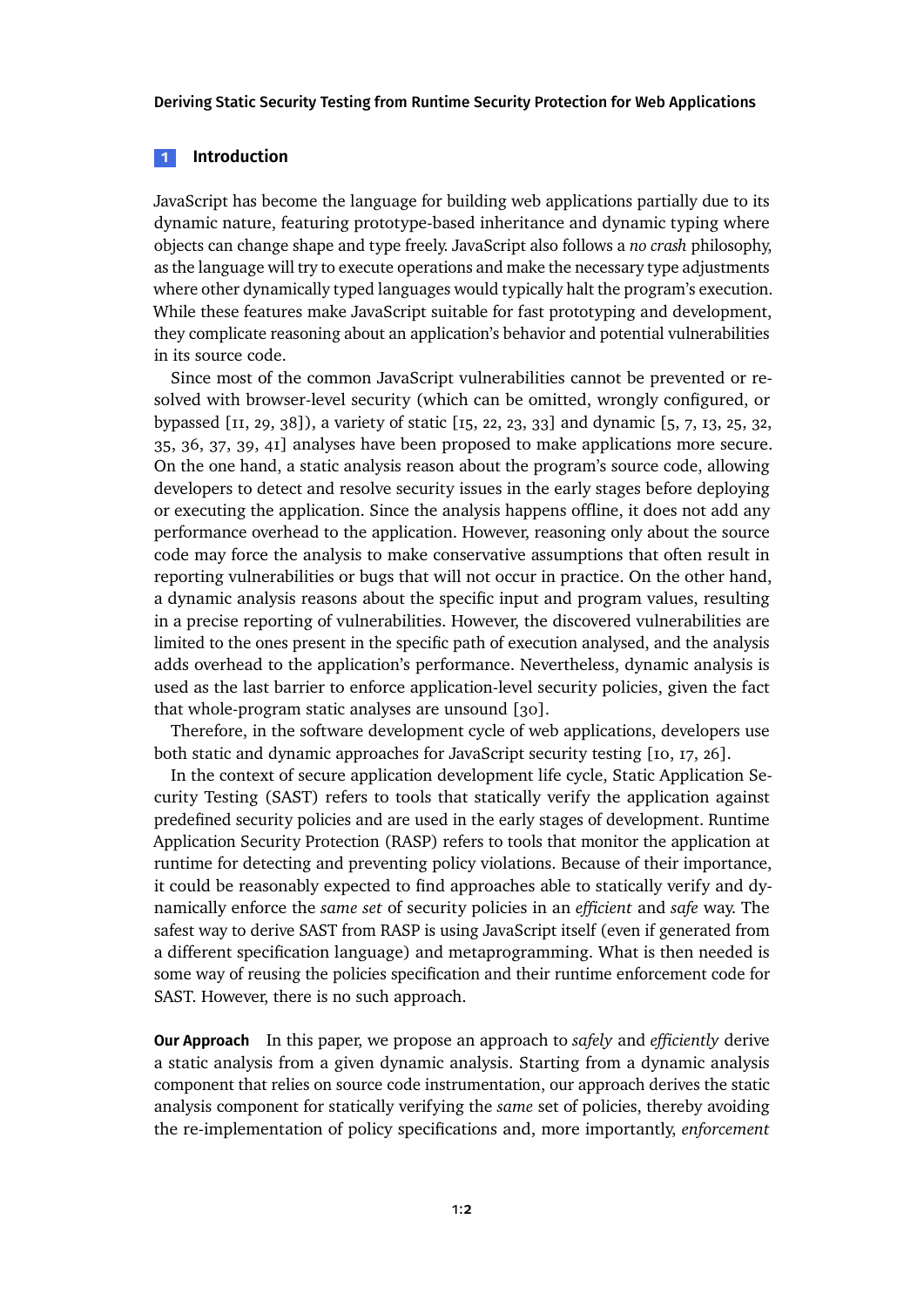## 1 Introduction

JavaScript has become the language for building web applications partially due to its dynamic nature, featuring prototype-based inheritance and dynamic typing where objects can change shape and type freely. JavaScript also follows a *no crash* philosophy, as the language will try to execute operations and make the necessary type adjustments where other dynamically typed languages would typically halt the program's execution. While these features make JavaScript suitable for fast prototyping and development, they complicate reasoning about an application's behavior and potential vulnerabilities in its source code.

Since most of the common JavaScript vulnerabilities cannot be prevented or resolved with browser-level security (which can be omitted, wrongly configured, or bypassed [11, 29, 38]), a variety of static [15, 22, 23, 33] and dynamic [5, 7, 13, 25, 32, 35, 36, 37, 39, 41] analyses have been proposed to make applications more secure. On the one hand, a static analysis reason about the program's source code, allowing developers to detect and resolve security issues in the early stages before deploying or executing the application. Since the analysis happens offline, it does not add any performance overhead to the application. However, reasoning only about the source code may force the analysis to make conservative assumptions that often result in reporting vulnerabilities or bugs that will not occur in practice. On the other hand, a dynamic analysis reasons about the specific input and program values, resulting in a precise reporting of vulnerabilities. However, the discovered vulnerabilities are limited to the ones present in the specific path of execution analysed, and the analysis adds overhead to the application's performance. Nevertheless, dynamic analysis is used as the last barrier to enforce application-level security policies, given the fact that whole-program static analyses are unsound [30].

Therefore, in the software development cycle of web applications, developers use both static and dynamic approaches for JavaScript security testing [10, 17, 26].

In the context of secure application development life cycle, Static Application Security Testing (SAST) refers to tools that statically verify the application against predefined security policies and are used in the early stages of development. Runtime Application Security Protection (RASP) refers to tools that monitor the application at runtime for detecting and preventing policy violations. Because of their importance, it could be reasonably expected to find approaches able to statically verify and dynamically enforce the *same set* of security policies in an *efficient* and *safe* way. The safest way to derive SAST from RASP is using JavaScript itself (even if generated from a different specification language) and metaprogramming. What is then needed is some way of reusing the policies specification and their runtime enforcement code for SAST. However, there is no such approach.

**Our Approach** In this paper, we propose an approach to *safely* and *efficiently* derive a static analysis from a given dynamic analysis. Starting from a dynamic analysis component that relies on source code instrumentation, our approach derives the static analysis component for statically verifying the *same* set of policies, thereby avoiding the re-implementation of policy specifications and, more importantly, *enforcement*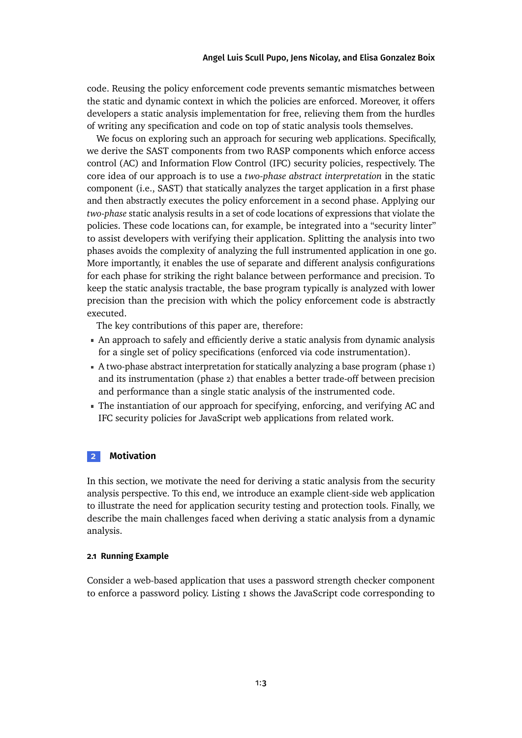code. Reusing the policy enforcement code prevents semantic mismatches between the static and dynamic context in which the policies are enforced. Moreover, it offers developers a static analysis implementation for free, relieving them from the hurdles of writing any specification and code on top of static analysis tools themselves.

We focus on exploring such an approach for securing web applications. Specifically, we derive the SAST components from two RASP components which enforce access control (AC) and Information Flow Control (IFC) security policies, respectively. The core idea of our approach is to use a *two-phase abstract interpretation* in the static component (i.e., SAST) that statically analyzes the target application in a first phase and then abstractly executes the policy enforcement in a second phase. Applying our *two-phase* static analysis results in a set of code locations of expressions that violate the policies. These code locations can, for example, be integrated into a "security linter" to assist developers with verifying their application. Splitting the analysis into two phases avoids the complexity of analyzing the full instrumented application in one go. More importantly, it enables the use of separate and different analysis configurations for each phase for striking the right balance between performance and precision. To keep the static analysis tractable, the base program typically is analyzed with lower precision than the precision with which the policy enforcement code is abstractly executed.

The key contributions of this paper are, therefore:

- An approach to safely and efficiently derive a static analysis from dynamic analysis for a single set of policy specifications (enforced via code instrumentation).
- A two-phase abstract interpretation for statically analyzing a base program (phase 1) and its instrumentation (phase 2) that enables a better trade-off between precision and performance than a single static analysis of the instrumented code.
- The instantiation of our approach for specifying, enforcing, and verifying AC and IFC security policies for JavaScript web applications from related work.

## 2 Motivation

In this section, we motivate the need for deriving a static analysis from the security analysis perspective. To this end, we introduce an example client-side web application to illustrate the need for application security testing and protection tools. Finally, we describe the main challenges faced when deriving a static analysis from a dynamic analysis.

### 2.1 Running Example

Consider a web-based application that uses a password strength checker component to enforce a password policy. Listing 1 shows the JavaScript code corresponding to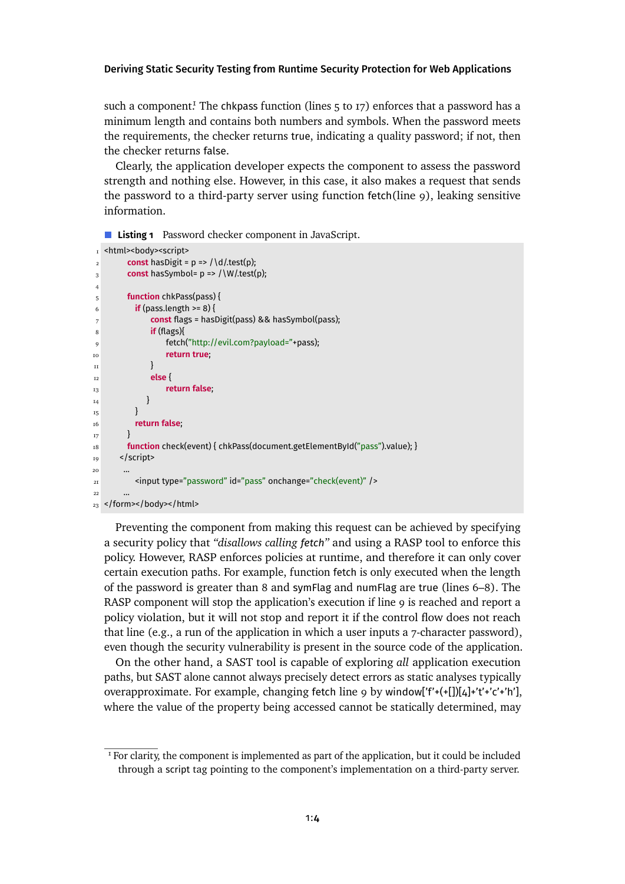such a component.[1] The chkpass function (lines 5 to 17) enforces that a password has a minimum length and contains both numbers and symbols. When the password meets the requirements, the checker returns true, indicating a quality password; if not, then the checker returns false.

Clearly, the application developer expects the component to assess the password strength and nothing else. However, in this case, it also makes a request that sends the password to a third-party server using function fetch(line 9), leaking sensitive information.

**Listing 1** Password checker component in JavaScript.

```
<html><body><script>
      const hasDigit = p => /\d/.test(p);
      const hasSymbol= p => /\W/.test(p);

      function chkPass(pass) {
        if (pass.length >= 8) {
            const flags = hasDigit(pass) && hasSymbol(pass);
            if (flags){
                fetch("http://evil.com?payload="+pass);
                return true;
            }
            else {
                return false;
            }
        }
        return false;
      }
      function check(event) { chkPass(document.getElementById("pass").value); }
    </script>
     ...
        <input type="password" id="pass" onchange="check(event)" />
     ...
</form></body></html>
```

Preventing the component from making this request can be achieved by specifying a security policy that *"disallows calling fetch"* and using a RASP tool to enforce this policy. However, RASP enforces policies at runtime, and therefore it can only cover certain execution paths. For example, function fetch is only executed when the length of the password is greater than 8 and symFlag and numFlag are true (lines 6–8). The RASP component will stop the application's execution if line 9 is reached and report a policy violation, but it will not stop and report it if the control flow does not reach that line (e.g., a run of the application in which a user inputs a 7-character password), even though the security vulnerability is present in the source code of the application.

On the other hand, a SAST tool is capable of exploring *all* application execution paths, but SAST alone cannot always precisely detect errors as static analyses typically overapproximate. For example, changing fetch line 9 by window['f'+(+[])[4]+'t'+'c'+'h'], where the value of the property being accessed cannot be statically determined, may

[1] For clarity, the component is implemented as part of the application, but it could be included through a script tag pointing to the component's implementation on a third-party server.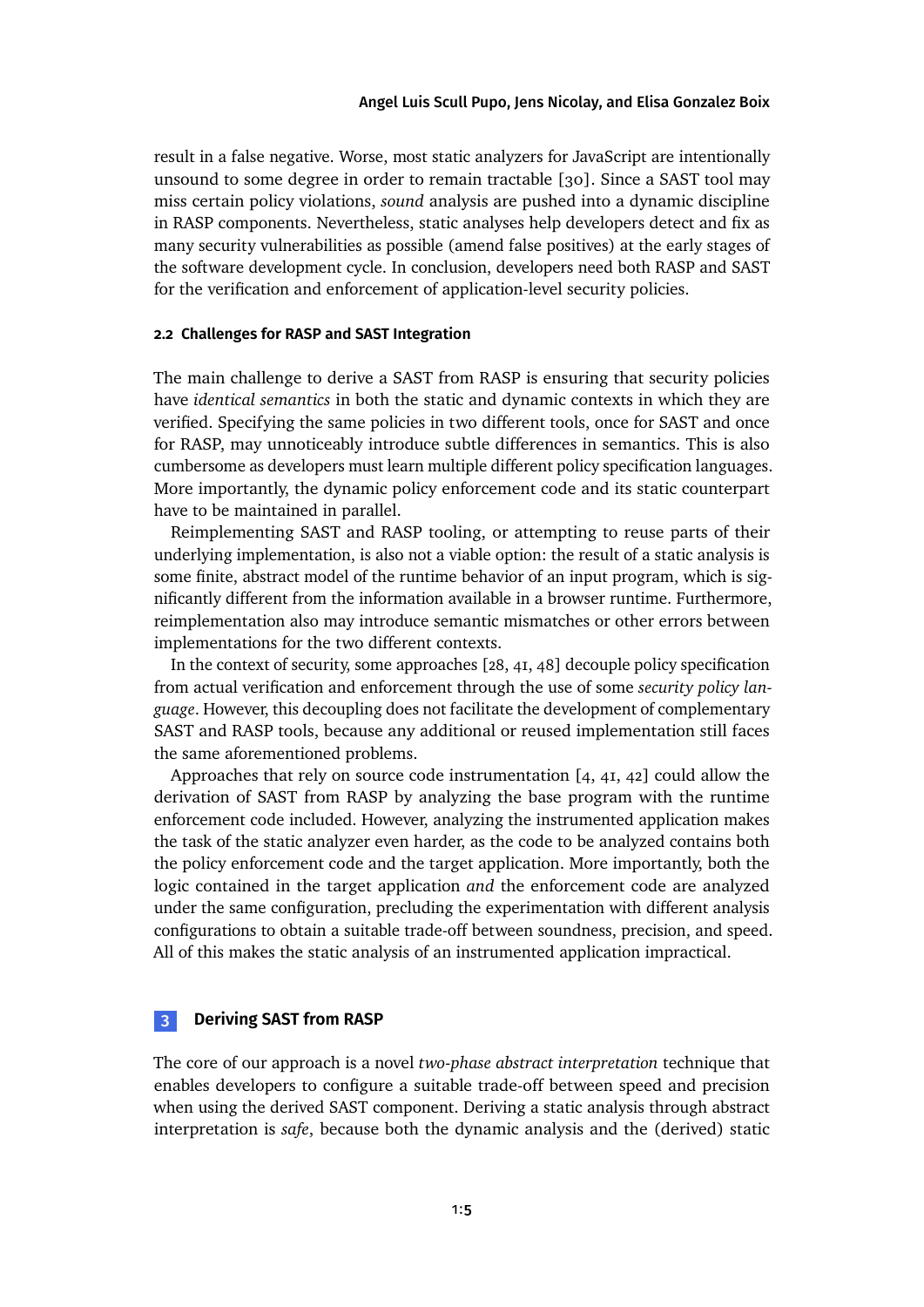result in a false negative. Worse, most static analyzers for JavaScript are intentionally unsound to some degree in order to remain tractable [30]. Since a SAST tool may miss certain policy violations, *sound* analysis are pushed into a dynamic discipline in RASP components. Nevertheless, static analyses help developers detect and fix as many security vulnerabilities as possible (amend false positives) at the early stages of the software development cycle. In conclusion, developers need both RASP and SAST for the verification and enforcement of application-level security policies.

### 2.2 Challenges for RASP and SAST Integration

The main challenge to derive a SAST from RASP is ensuring that security policies have *identical semantics* in both the static and dynamic contexts in which they are verified. Specifying the same policies in two different tools, once for SAST and once for RASP, may unnoticeably introduce subtle differences in semantics. This is also cumbersome as developers must learn multiple different policy specification languages. More importantly, the dynamic policy enforcement code and its static counterpart have to be maintained in parallel.

Reimplementing SAST and RASP tooling, or attempting to reuse parts of their underlying implementation, is also not a viable option: the result of a static analysis is some finite, abstract model of the runtime behavior of an input program, which is significantly different from the information available in a browser runtime. Furthermore, reimplementation also may introduce semantic mismatches or other errors between implementations for the two different contexts.

In the context of security, some approaches [28, 41, 48] decouple policy specification from actual verification and enforcement through the use of some *security policy language*. However, this decoupling does not facilitate the development of complementary SAST and RASP tools, because any additional or reused implementation still faces the same aforementioned problems.

Approaches that rely on source code instrumentation [4, 41, 42] could allow the derivation of SAST from RASP by analyzing the base program with the runtime enforcement code included. However, analyzing the instrumented application makes the task of the static analyzer even harder, as the code to be analyzed contains both the policy enforcement code and the target application. More importantly, both the logic contained in the target application *and* the enforcement code are analyzed under the same configuration, precluding the experimentation with different analysis configurations to obtain a suitable trade-off between soundness, precision, and speed. All of this makes the static analysis of an instrumented application impractical.

## 3 Deriving SAST from RASP

The core of our approach is a novel *two-phase abstract interpretation* technique that enables developers to configure a suitable trade-off between speed and precision when using the derived SAST component. Deriving a static analysis through abstract interpretation is *safe*, because both the dynamic analysis and the (derived) static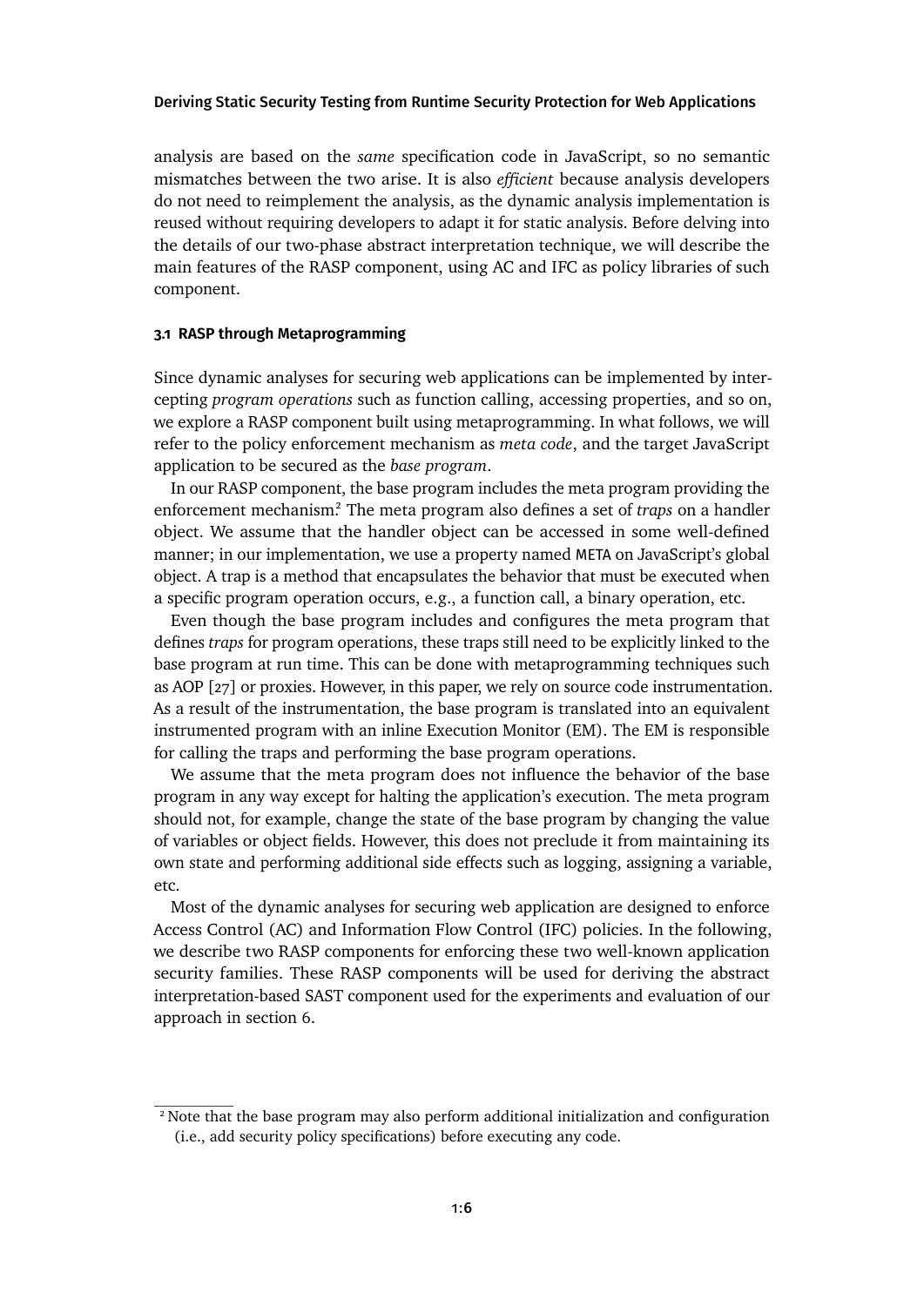analysis are based on the *same* specification code in JavaScript, so no semantic mismatches between the two arise. It is also *efficient* because analysis developers do not need to reimplement the analysis, as the dynamic analysis implementation is reused without requiring developers to adapt it for static analysis. Before delving into the details of our two-phase abstract interpretation technique, we will describe the main features of the RASP component, using AC and IFC as policy libraries of such component.

### 3.1 RASP through Metaprogramming

Since dynamic analyses for securing web applications can be implemented by intercepting *program operations* such as function calling, accessing properties, and so on, we explore a RASP component built using metaprogramming. In what follows, we will refer to the policy enforcement mechanism as *meta code*, and the target JavaScript application to be secured as the *base program*.

In our RASP component, the base program includes the meta program providing the enforcement mechanism.[2] The meta program also defines a set of *traps* on a handler object. We assume that the handler object can be accessed in some well-defined manner; in our implementation, we use a property named META on JavaScript's global object. A trap is a method that encapsulates the behavior that must be executed when a specific program operation occurs, e.g., a function call, a binary operation, etc.

Even though the base program includes and configures the meta program that defines *traps* for program operations, these traps still need to be explicitly linked to the base program at run time. This can be done with metaprogramming techniques such as AOP [27] or proxies. However, in this paper, we rely on source code instrumentation. As a result of the instrumentation, the base program is translated into an equivalent instrumented program with an inline Execution Monitor (EM). The EM is responsible for calling the traps and performing the base program operations.

We assume that the meta program does not influence the behavior of the base program in any way except for halting the application's execution. The meta program should not, for example, change the state of the base program by changing the value of variables or object fields. However, this does not preclude it from maintaining its own state and performing additional side effects such as logging, assigning a variable, etc.

Most of the dynamic analyses for securing web application are designed to enforce Access Control (AC) and Information Flow Control (IFC) policies. In the following, we describe two RASP components for enforcing these two well-known application security families. These RASP components will be used for deriving the abstract interpretation-based SAST component used for the experiments and evaluation of our approach in section 6.

[2] Note that the base program may also perform additional initialization and configuration (i.e., add security policy specifications) before executing any code.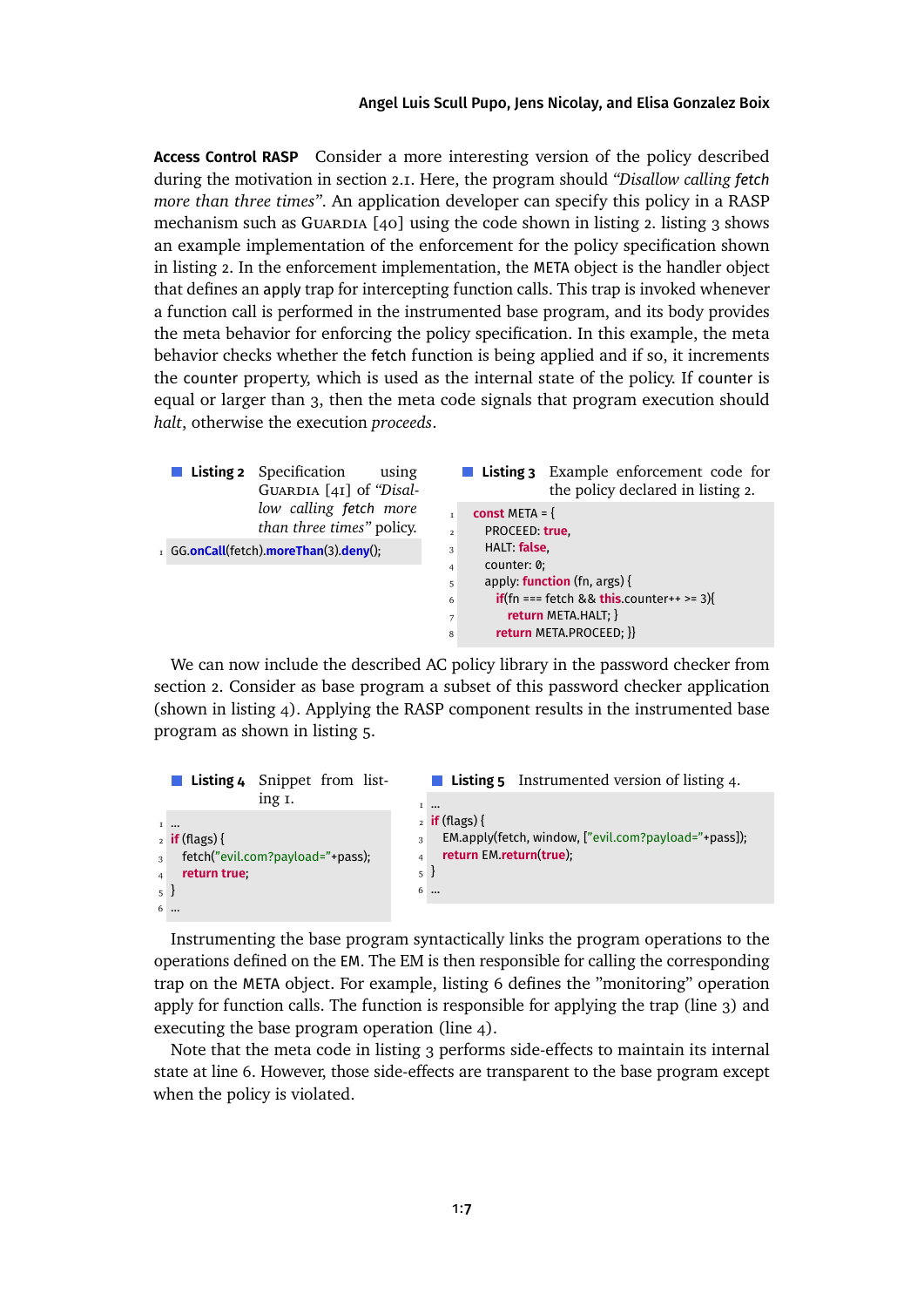**Access Control RASP** Consider a more interesting version of the policy described during the motivation in section 2.1. Here, the program should *"Disallow calling fetch more than three times"*. An application developer can specify this policy in a RASP mechanism such as Guardia [40] using the code shown in listing 2. listing 3 shows an example implementation of the enforcement for the policy specification shown in listing 2. In the enforcement implementation, the META object is the handler object that defines an apply trap for intercepting function calls. This trap is invoked whenever a function call is performed in the instrumented base program, and its body provides the meta behavior for enforcing the policy specification. In this example, the meta behavior checks whether the fetch function is being applied and if so, it increments the counter property, which is used as the internal state of the policy. If counter is equal or larger than 3, then the meta code signals that program execution should *halt*, otherwise the execution *proceeds*.

**Listing 2** Specification using Guardia [41] of *"Disallow calling fetch more than three times"* policy.

```
GG.onCall(fetch).moreThan(3).deny();
```

**Listing 3** Example enforcement code for the policy declared in listing 2.

```
const META = {
  PROCEED: true,
  HALT: false,
  counter: 0;
  apply: function (fn, args) {
    if(fn === fetch && this.counter++ >= 3){
      return META.HALT; }
    return META.PROCEED; }}
```

We can now include the described AC policy library in the password checker from section 2. Consider as base program a subset of this password checker application (shown in listing 4). Applying the RASP component results in the instrumented base program as shown in listing 5.

**Listing 4** Snippet from listing 1.

```
...
if (flags) {
  fetch("evil.com?payload="+pass);
  return true;
}
...
```

**Listing 5** Instrumented version of listing 4.

```
...
if (flags) {
  EM.apply(fetch, window, ["evil.com?payload="+pass]);
  return EM.return(true);
}
...
```

Instrumenting the base program syntactically links the program operations to the operations defined on the EM. The EM is then responsible for calling the corresponding trap on the META object. For example, listing 6 defines the "monitoring" operation apply for function calls. The function is responsible for applying the trap (line 3) and executing the base program operation (line 4).

Note that the meta code in listing 3 performs side-effects to maintain its internal state at line 6. However, those side-effects are transparent to the base program except when the policy is violated.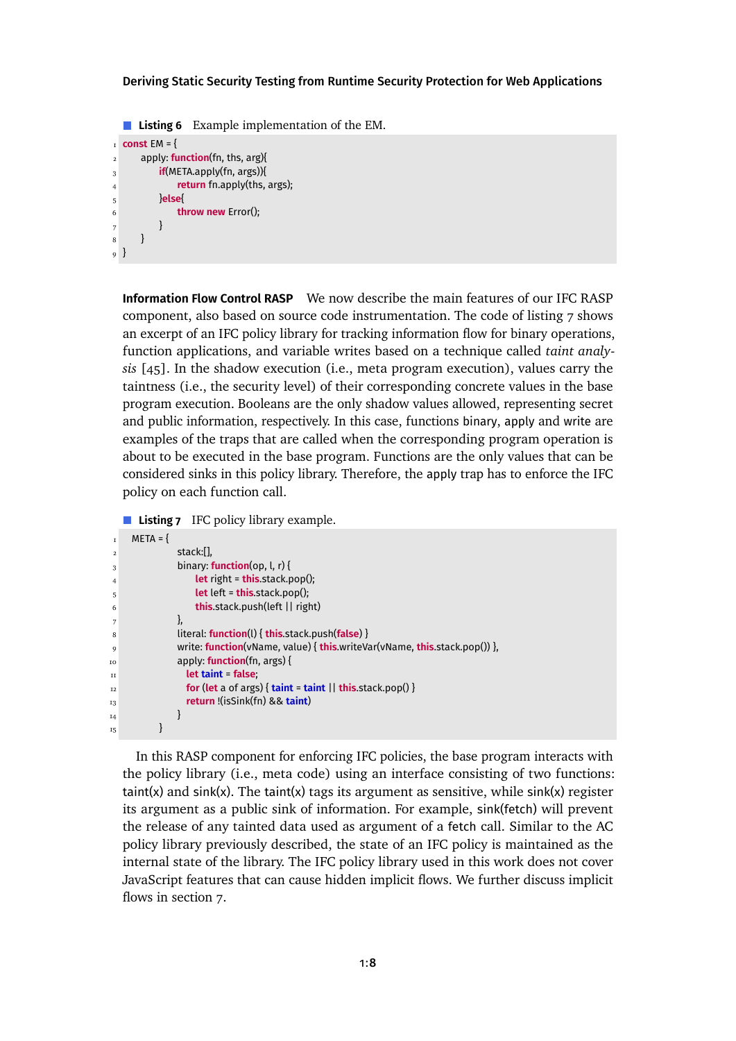**Listing 6** Example implementation of the EM.

```
const EM = {
    apply: function(fn, ths, arg){
        if(META.apply(fn, args)){
            return fn.apply(ths, args);
        }else{
            throw new Error();
        }
    }
}
```

**Information Flow Control RASP** We now describe the main features of our IFC RASP component, also based on source code instrumentation. The code of listing 7 shows an excerpt of an IFC policy library for tracking information flow for binary operations, function applications, and variable writes based on a technique called *taint analysis* [45]. In the shadow execution (i.e., meta program execution), values carry the taintness (i.e., the security level) of their corresponding concrete values in the base program execution. Booleans are the only shadow values allowed, representing secret and public information, respectively. In this case, functions binary, apply and write are examples of the traps that are called when the corresponding program operation is about to be executed in the base program. Functions are the only values that can be considered sinks in this policy library. Therefore, the apply trap has to enforce the IFC policy on each function call.

**Listing 7** IFC policy library example.

```
META = {
        stack:[],
        binary: function(op, l, r) {
            let right = this.stack.pop();
            let left = this.stack.pop();
            this.stack.push(left || right)
        },
        literal: function(l) { this.stack.push(false) }
        write: function(vName, value) { this.writeVar(vName, this.stack.pop()) },
        apply: function(fn, args) {
          let taint = false;
          for (let a of args) { taint = taint || this.stack.pop() }
          return !(isSink(fn) && taint)
        }
    }
```

In this RASP component for enforcing IFC policies, the base program interacts with the policy library (i.e., meta code) using an interface consisting of two functions: taint(x) and sink(x). The taint(x) tags its argument as sensitive, while sink(x) register its argument as a public sink of information. For example, sink(fetch) will prevent the release of any tainted data used as argument of a fetch call. Similar to the AC policy library previously described, the state of an IFC policy is maintained as the internal state of the library. The IFC policy library used in this work does not cover JavaScript features that can cause hidden implicit flows. We further discuss implicit flows in section 7.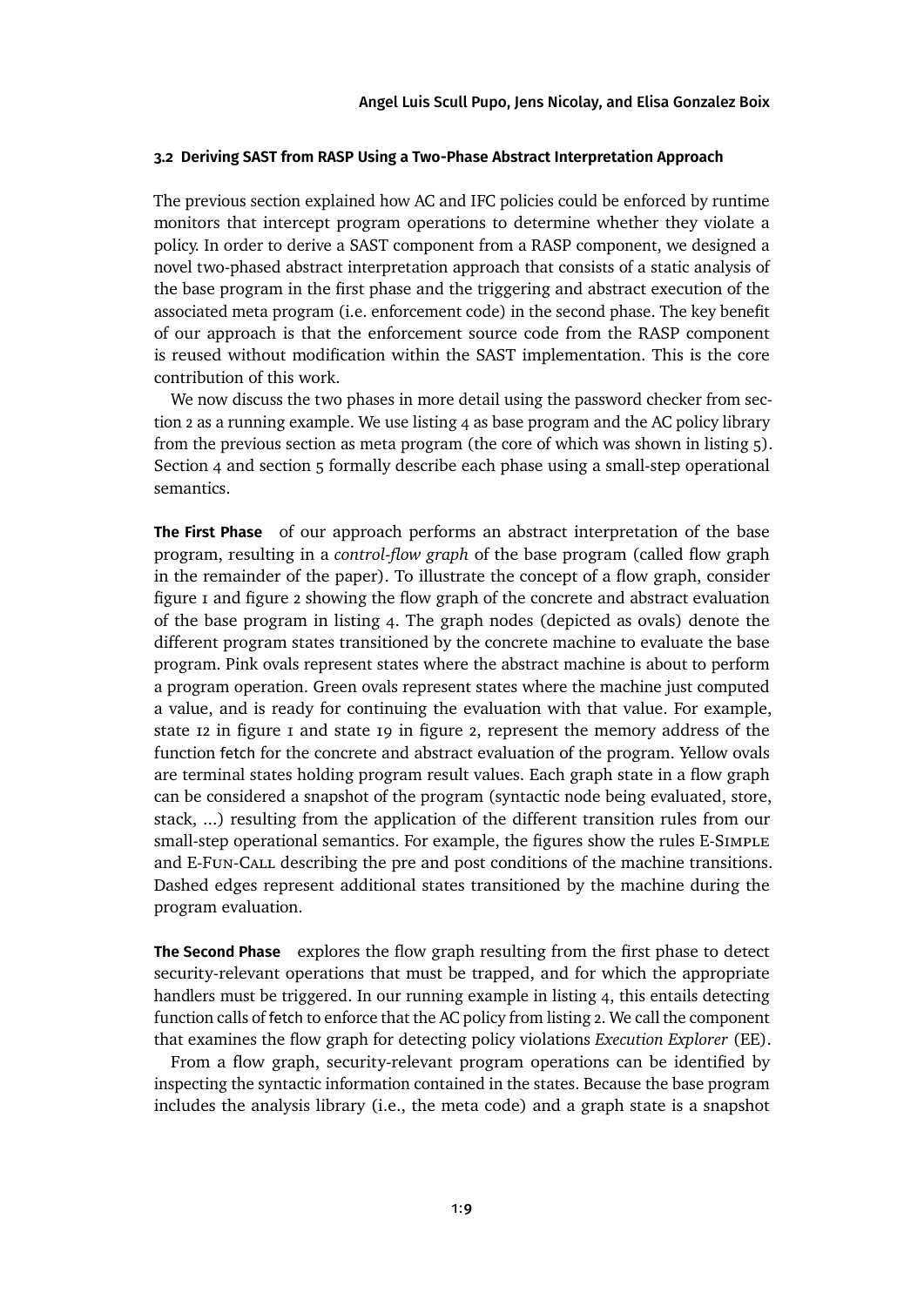### 3.2 Deriving SAST from RASP Using a Two-Phase Abstract Interpretation Approach

The previous section explained how AC and IFC policies could be enforced by runtime monitors that intercept program operations to determine whether they violate a policy. In order to derive a SAST component from a RASP component, we designed a novel two-phased abstract interpretation approach that consists of a static analysis of the base program in the first phase and the triggering and abstract execution of the associated meta program (i.e. enforcement code) in the second phase. The key benefit of our approach is that the enforcement source code from the RASP component is reused without modification within the SAST implementation. This is the core contribution of this work.

We now discuss the two phases in more detail using the password checker from section 2 as a running example. We use listing 4 as base program and the AC policy library from the previous section as meta program (the core of which was shown in listing 5). Section 4 and section 5 formally describe each phase using a small-step operational semantics.

**The First Phase** of our approach performs an abstract interpretation of the base program, resulting in a *control-flow graph* of the base program (called flow graph in the remainder of the paper). To illustrate the concept of a flow graph, consider figure 1 and figure 2 showing the flow graph of the concrete and abstract evaluation of the base program in listing 4. The graph nodes (depicted as ovals) denote the different program states transitioned by the concrete machine to evaluate the base program. Pink ovals represent states where the abstract machine is about to perform a program operation. Green ovals represent states where the machine just computed a value, and is ready for continuing the evaluation with that value. For example, state 12 in figure 1 and state 19 in figure 2, represent the memory address of the function fetch for the concrete and abstract evaluation of the program. Yellow ovals are terminal states holding program result values. Each graph state in a flow graph can be considered a snapshot of the program (syntactic node being evaluated, store, stack, ...) resulting from the application of the different transition rules from our small-step operational semantics. For example, the figures show the rules E-Simple and E-Fun-Call describing the pre and post conditions of the machine transitions. Dashed edges represent additional states transitioned by the machine during the program evaluation.

**The Second Phase** explores the flow graph resulting from the first phase to detect security-relevant operations that must be trapped, and for which the appropriate handlers must be triggered. In our running example in listing 4, this entails detecting function calls of fetch to enforce that the AC policy from listing 2. We call the component that examines the flow graph for detecting policy violations *Execution Explorer* (EE).

From a flow graph, security-relevant program operations can be identified by inspecting the syntactic information contained in the states. Because the base program includes the analysis library (i.e., the meta code) and a graph state is a snapshot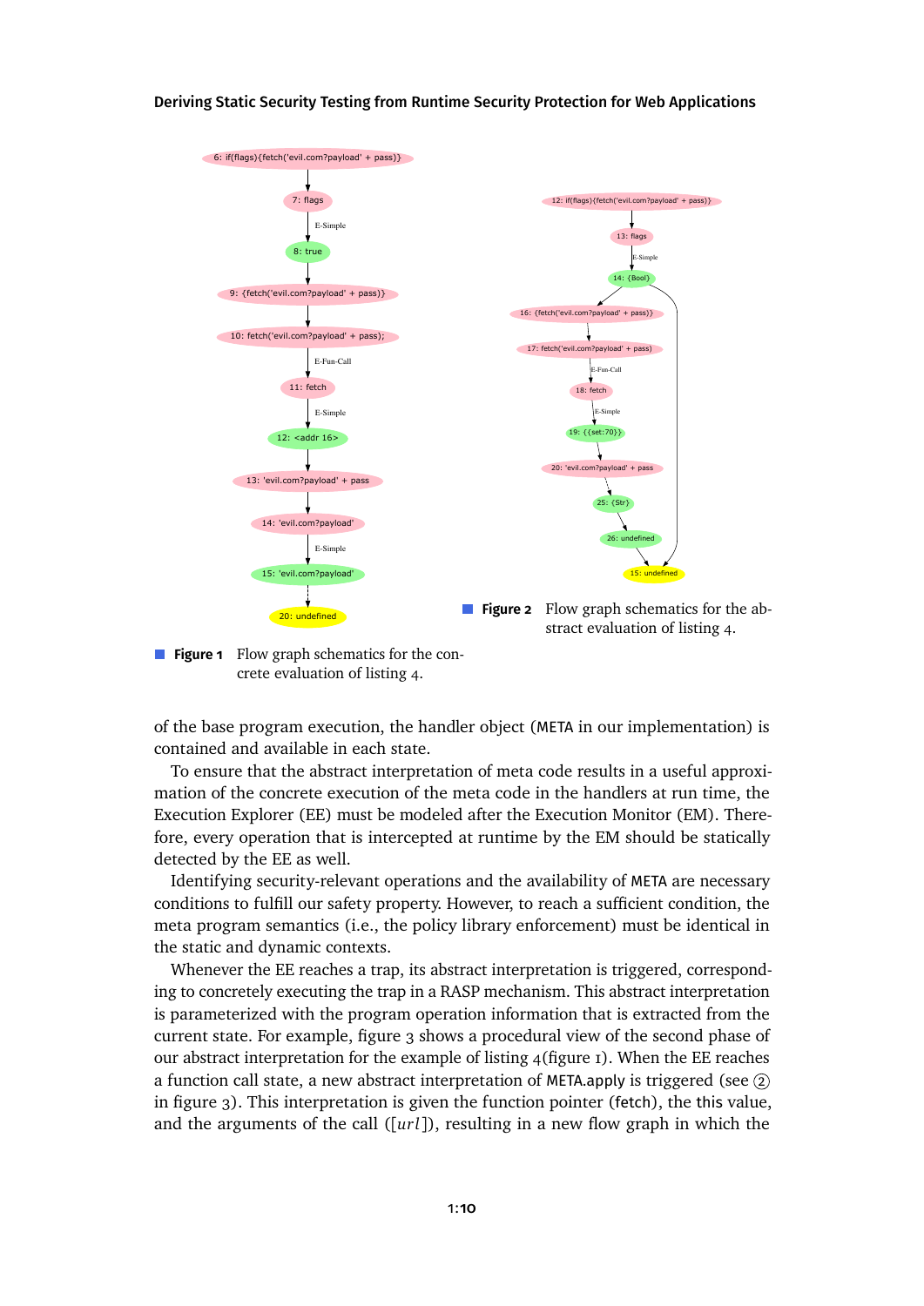**Figure 1** Flow graph schematics for the concrete evaluation of listing 4.

**Figure 2** Flow graph schematics for the abstract evaluation of listing 4.

of the base program execution, the handler object (META in our implementation) is contained and available in each state.

To ensure that the abstract interpretation of meta code results in a useful approximation of the concrete execution of the meta code in the handlers at run time, the Execution Explorer (EE) must be modeled after the Execution Monitor (EM). Therefore, every operation that is intercepted at runtime by the EM should be statically detected by the EE as well.

Identifying security-relevant operations and the availability of META are necessary conditions to fulfill our safety property. However, to reach a sufficient condition, the meta program semantics (i.e., the policy library enforcement) must be identical in the static and dynamic contexts.

Whenever the EE reaches a trap, its abstract interpretation is triggered, corresponding to concretely executing the trap in a RASP mechanism. This abstract interpretation is parameterized with the program operation information that is extracted from the current state. For example, figure 3 shows a procedural view of the second phase of our abstract interpretation for the example of listing 4(figure 1). When the EE reaches a function call state, a new abstract interpretation of META.apply is triggered (see ② in figure 3). This interpretation is given the function pointer (fetch), the this value, and the arguments of the call ([*url*]), resulting in a new flow graph in which the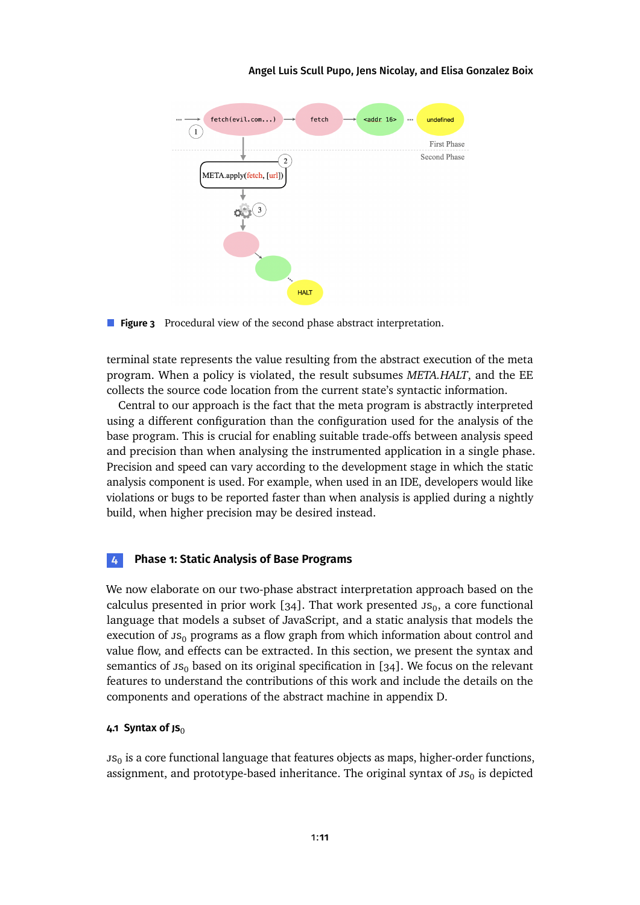**Figure 3** Procedural view of the second phase abstract interpretation.

terminal state represents the value resulting from the abstract execution of the meta program. When a policy is violated, the result subsumes *META.HALT*, and the EE collects the source code location from the current state's syntactic information.

Central to our approach is the fact that the meta program is abstractly interpreted using a different configuration than the configuration used for the analysis of the base program. This is crucial for enabling suitable trade-offs between analysis speed and precision than when analysing the instrumented application in a single phase. Precision and speed can vary according to the development stage in which the static analysis component is used. For example, when used in an IDE, developers would like violations or bugs to be reported faster than when analysis is applied during a nightly build, when higher precision may be desired instead.

## 4 Phase 1: Static Analysis of Base Programs

We now elaborate on our two-phase abstract interpretation approach based on the calculus presented in prior work [34]. That work presented $\text{JS}_0$, a core functional language that models a subset of JavaScript, and a static analysis that models the execution of $\text{JS}_0$ programs as a flow graph from which information about control and value flow, and effects can be extracted. In this section, we present the syntax and semantics of $\text{JS}_0$ based on its original specification in [34]. We focus on the relevant features to understand the contributions of this work and include the details on the components and operations of the abstract machine in appendix D.

### 4.1 Syntax of $\text{JS}_0$

$\text{JS}_0$ is a core functional language that features objects as maps, higher-order functions, assignment, and prototype-based inheritance. The original syntax of $\text{JS}_0$ is depicted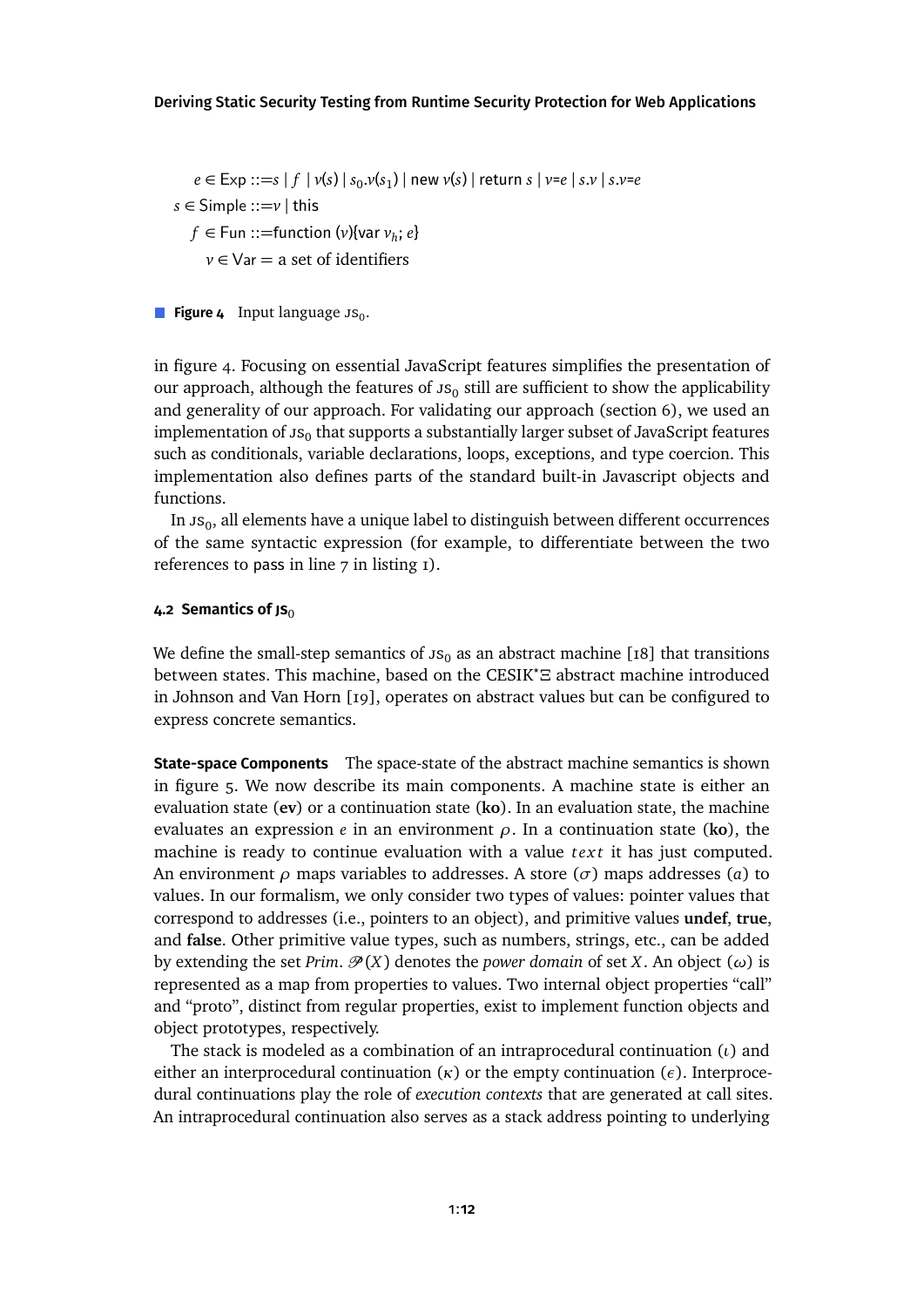$$
\begin{aligned}
e \in \mathsf{Exp} &::= s \mid f \mid v(s) \mid s_0.v(s_1) \mid \mathsf{new}\ v(s) \mid \mathsf{return}\ s \mid v\text{=}e \mid s.v \mid s.v\text{=}e \\
s \in \mathsf{Simple} &::= v \mid \mathsf{this} \\
f \in \mathsf{Fun} &::= \mathsf{function}\ (v)\{\mathsf{var}\ v_h;\ e\} \\
v \in \mathsf{Var} &= \text{a set of identifiers}
\end{aligned}
$$

**Figure 4** Input language $\text{JS}_0$.

in figure 4. Focusing on essential JavaScript features simplifies the presentation of our approach, although the features of $\text{JS}_0$ still are sufficient to show the applicability and generality of our approach. For validating our approach (section 6), we used an implementation of $\text{JS}_0$ that supports a substantially larger subset of JavaScript features such as conditionals, variable declarations, loops, exceptions, and type coercion. This implementation also defines parts of the standard built-in Javascript objects and functions.

In $\text{JS}_0$, all elements have a unique label to distinguish between different occurrences of the same syntactic expression (for example, to differentiate between the two references to pass in line 7 in listing 1).

### 4.2 Semantics of $\text{JS}_0$

We define the small-step semantics of $\text{JS}_0$ as an abstract machine [18] that transitions between states. This machine, based on the CESIK$^*\Xi$ abstract machine introduced in Johnson and Van Horn [19], operates on abstract values but can be configured to express concrete semantics.

**State-space Components** The space-state of the abstract machine semantics is shown in figure 5. We now describe its main components. A machine state is either an evaluation state (**ev**) or a continuation state (**ko**). In an evaluation state, the machine evaluates an expression $e$ in an environment $\rho$. In a continuation state (**ko**), the machine is ready to continue evaluation with a value $text$ it has just computed. An environment $\rho$ maps variables to addresses. A store ($\sigma$) maps addresses ($a$) to values. In our formalism, we only consider two types of values: pointer values that correspond to addresses (i.e., pointers to an object), and primitive values **undef**, **true**, and **false**. Other primitive value types, such as numbers, strings, etc., can be added by extending the set *Prim*. $\mathscr{P}(X)$ denotes the *power domain* of set $X$. An object ($\omega$) is represented as a map from properties to values. Two internal object properties "call" and "proto", distinct from regular properties, exist to implement function objects and object prototypes, respectively.

The stack is modeled as a combination of an intraprocedural continuation ($\iota$) and either an interprocedural continuation ($\kappa$) or the empty continuation ($\epsilon$). Interprocedural continuations play the role of *execution contexts* that are generated at call sites. An intraprocedural continuation also serves as a stack address pointing to underlying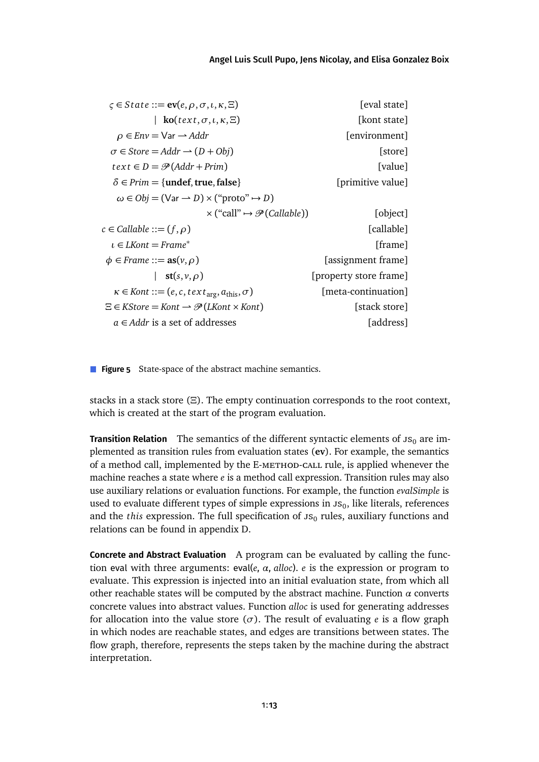$$
\begin{array}{rll}
\varsigma \in \mathit{State} ::= & \mathbf{ev}(e, \rho, \sigma, \iota, \kappa, \Xi) & \text{[eval state]} \\
| & \mathbf{ko}(\mathit{text}, \sigma, \iota, \kappa, \Xi) & \text{[kont state]} \\
\rho \in \mathit{Env} = & \mathsf{Var} \rightharpoonup \mathit{Addr} & \text{[environment]} \\
\sigma \in \mathit{Store} = & \mathit{Addr} \rightharpoonup (D + \mathit{Obj}) & \text{[store]} \\
\mathit{text} \in D = & \mathscr{P}(\mathit{Addr} + \mathit{Prim}) & \text{[value]} \\
\delta \in \mathit{Prim} = & \{\mathbf{undef}, \mathbf{true}, \mathbf{false}\} & \text{[primitive value]} \\
\omega \in \mathit{Obj} = & (\mathsf{Var} \rightharpoonup D) \times (\text{“proto”} \mapsto D) & \\
& \times (\text{“call”} \mapsto \mathscr{P}(\mathit{Callable})) & \text{[object]} \\
c \in \mathit{Callable} ::= & (f, \rho) & \text{[callable]} \\
\iota \in \mathit{LKont} = & \mathit{Frame}^* & \text{[frame]} \\
\phi \in \mathit{Frame} ::= & \mathbf{as}(v, \rho) & \text{[assignment frame]} \\
| & \mathbf{st}(s, v, \rho) & \text{[property store frame]} \\
\kappa \in \mathit{Kont} ::= & (e, c, \mathit{text}_{\mathrm{arg}}, a_{\mathrm{this}}, \sigma) & \text{[meta-continuation]} \\
\Xi \in \mathit{KStore} = & \mathit{Kont} \rightharpoonup \mathscr{P}(\mathit{LKont} \times \mathit{Kont}) & \text{[stack store]} \\
a \in \mathit{Addr} & \text{is a set of addresses} & \text{[address]}
\end{array}
$$

**Figure 5** State-space of the abstract machine semantics.

stacks in a stack store ($\Xi$). The empty continuation corresponds to the root context, which is created at the start of the program evaluation.

**Transition Relation** The semantics of the different syntactic elements of $\mathrm{JS}_0$ are implemented as transition rules from evaluation states (**ev**). For example, the semantics of a method call, implemented by the E-METHOD-CALL rule, is applied whenever the machine reaches a state where $e$ is a method call expression. Transition rules may also use auxiliary relations or evaluation functions. For example, the function *evalSimple* is used to evaluate different types of simple expressions in $\mathrm{JS}_0$, like literals, references and the *this* expression. The full specification of $\mathrm{JS}_0$ rules, auxiliary functions and relations can be found in appendix D.

**Concrete and Abstract Evaluation** A program can be evaluated by calling the function eval with three arguments: eval($e$, $\alpha$, *alloc*). $e$ is the expression or program to evaluate. This expression is injected into an initial evaluation state, from which all other reachable states will be computed by the abstract machine. Function $\alpha$ converts concrete values into abstract values. Function *alloc* is used for generating addresses for allocation into the value store ($\sigma$). The result of evaluating $e$ is a flow graph in which nodes are reachable states, and edges are transitions between states. The flow graph, therefore, represents the steps taken by the machine during the abstract interpretation.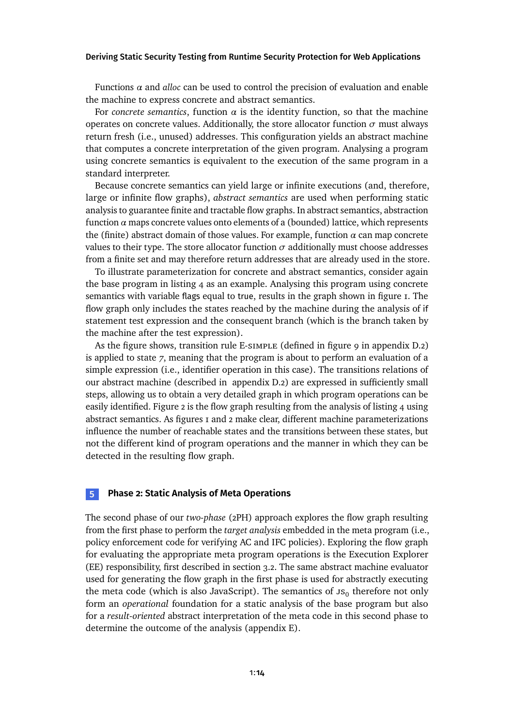Functions $\alpha$ and *alloc* can be used to control the precision of evaluation and enable the machine to express concrete and abstract semantics.

For *concrete semantics*, function $\alpha$ is the identity function, so that the machine operates on concrete values. Additionally, the store allocator function $\sigma$ must always return fresh (i.e., unused) addresses. This configuration yields an abstract machine that computes a concrete interpretation of the given program. Analysing a program using concrete semantics is equivalent to the execution of the same program in a standard interpreter.

Because concrete semantics can yield large or infinite executions (and, therefore, large or infinite flow graphs), *abstract semantics* are used when performing static analysis to guarantee finite and tractable flow graphs. In abstract semantics, abstraction function $\alpha$ maps concrete values onto elements of a (bounded) lattice, which represents the (finite) abstract domain of those values. For example, function $\alpha$ can map concrete values to their type. The store allocator function $\sigma$ additionally must choose addresses from a finite set and may therefore return addresses that are already used in the store.

To illustrate parameterization for concrete and abstract semantics, consider again the base program in listing 4 as an example. Analysing this program using concrete semantics with variable flags equal to true, results in the graph shown in figure 1. The flow graph only includes the states reached by the machine during the analysis of if statement test expression and the consequent branch (which is the branch taken by the machine after the test expression).

As the figure shows, transition rule E-SIMPLE (defined in figure 9 in appendix D.2) is applied to state *7*, meaning that the program is about to perform an evaluation of a simple expression (i.e., identifier operation in this case). The transitions relations of our abstract machine (described in appendix D.2) are expressed in sufficiently small steps, allowing us to obtain a very detailed graph in which program operations can be easily identified. Figure 2 is the flow graph resulting from the analysis of listing 4 using abstract semantics. As figures 1 and 2 make clear, different machine parameterizations influence the number of reachable states and the transitions between these states, but not the different kind of program operations and the manner in which they can be detected in the resulting flow graph.

## 5 Phase 2: Static Analysis of Meta Operations

The second phase of our *two-phase* (2PH) approach explores the flow graph resulting from the first phase to perform the *target analysis* embedded in the meta program (i.e., policy enforcement code for verifying AC and IFC policies). Exploring the flow graph for evaluating the appropriate meta program operations is the Execution Explorer (EE) responsibility, first described in section 3.2. The same abstract machine evaluator used for generating the flow graph in the first phase is used for abstractly executing the meta code (which is also JavaScript). The semantics of $\text{JS}_0$ therefore not only form an *operational* foundation for a static analysis of the base program but also for a *result-oriented* abstract interpretation of the meta code in this second phase to determine the outcome of the analysis (appendix E).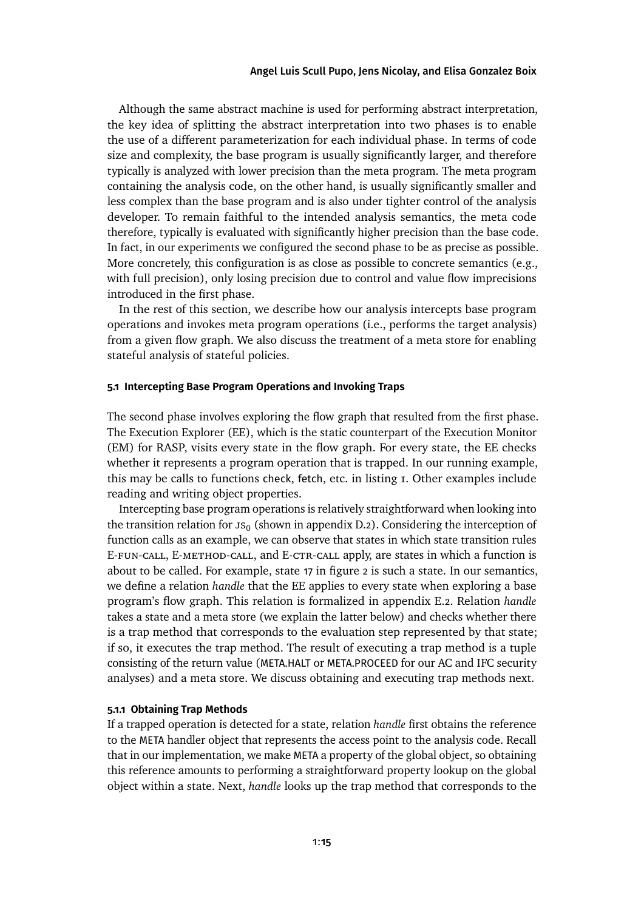Although the same abstract machine is used for performing abstract interpretation, the key idea of splitting the abstract interpretation into two phases is to enable the use of a different parameterization for each individual phase. In terms of code size and complexity, the base program is usually significantly larger, and therefore typically is analyzed with lower precision than the meta program. The meta program containing the analysis code, on the other hand, is usually significantly smaller and less complex than the base program and is also under tighter control of the analysis developer. To remain faithful to the intended analysis semantics, the meta code therefore, typically is evaluated with significantly higher precision than the base code. In fact, in our experiments we configured the second phase to be as precise as possible. More concretely, this configuration is as close as possible to concrete semantics (e.g., with full precision), only losing precision due to control and value flow imprecisions introduced in the first phase.

In the rest of this section, we describe how our analysis intercepts base program operations and invokes meta program operations (i.e., performs the target analysis) from a given flow graph. We also discuss the treatment of a meta store for enabling stateful analysis of stateful policies.

### 5.1 Intercepting Base Program Operations and Invoking Traps

The second phase involves exploring the flow graph that resulted from the first phase. The Execution Explorer (EE), which is the static counterpart of the Execution Monitor (EM) for RASP, visits every state in the flow graph. For every state, the EE checks whether it represents a program operation that is trapped. In our running example, this may be calls to functions `check`, `fetch`, etc. in listing 1. Other examples include reading and writing object properties.

Intercepting base program operations is relatively straightforward when looking into the transition relation for $\text{JS}_0$ (shown in appendix D.2). Considering the interception of function calls as an example, we can observe that states in which state transition rules E-FUN-CALL, E-METHOD-CALL, and E-CTR-CALL apply, are states in which a function is about to be called. For example, state 17 in figure 2 is such a state. In our semantics, we define a relation *handle* that the EE applies to every state when exploring a base program's flow graph. This relation is formalized in appendix E.2. Relation *handle* takes a state and a meta store (we explain the latter below) and checks whether there is a trap method that corresponds to the evaluation step represented by that state; if so, it executes the trap method. The result of executing a trap method is a tuple consisting of the return value (`META.HALT` or `META.PROCEED` for our AC and IFC security analyses) and a meta store. We discuss obtaining and executing trap methods next.

#### 5.1.1 Obtaining Trap Methods

If a trapped operation is detected for a state, relation *handle* first obtains the reference to the `META` handler object that represents the access point to the analysis code. Recall that in our implementation, we make `META` a property of the global object, so obtaining this reference amounts to performing a straightforward property lookup on the global object within a state. Next, *handle* looks up the trap method that corresponds to the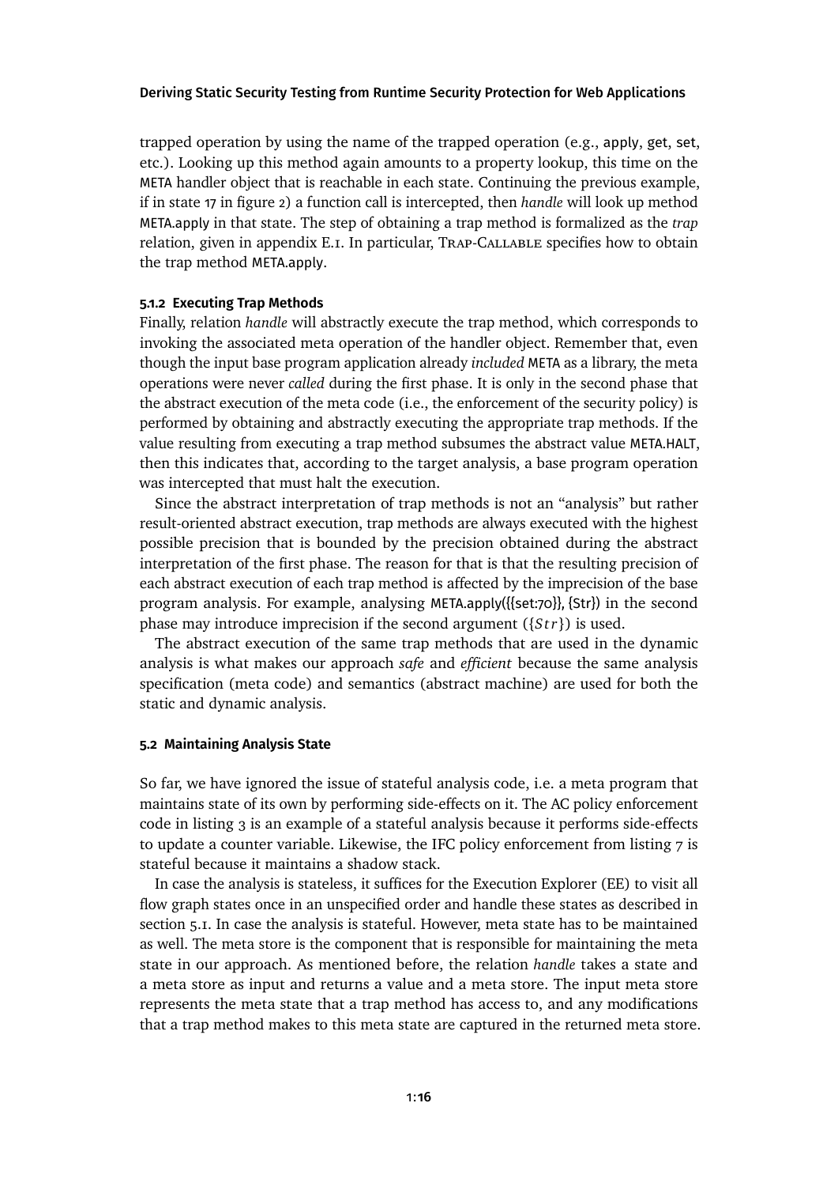trapped operation by using the name of the trapped operation (e.g., apply, get, set, etc.). Looking up this method again amounts to a property lookup, this time on the META handler object that is reachable in each state. Continuing the previous example, if in state 17 in figure 2) a function call is intercepted, then *handle* will look up method META.apply in that state. The step of obtaining a trap method is formalized as the *trap* relation, given in appendix E.1. In particular, TRAP-CALLABLE specifies how to obtain the trap method META.apply.

#### 5.1.2 Executing Trap Methods

Finally, relation *handle* will abstractly execute the trap method, which corresponds to invoking the associated meta operation of the handler object. Remember that, even though the input base program application already *included* META as a library, the meta operations were never *called* during the first phase. It is only in the second phase that the abstract execution of the meta code (i.e., the enforcement of the security policy) is performed by obtaining and abstractly executing the appropriate trap methods. If the value resulting from executing a trap method subsumes the abstract value META.HALT, then this indicates that, according to the target analysis, a base program operation was intercepted that must halt the execution.

Since the abstract interpretation of trap methods is not an "analysis" but rather result-oriented abstract execution, trap methods are always executed with the highest possible precision that is bounded by the precision obtained during the abstract interpretation of the first phase. The reason for that is that the resulting precision of each abstract execution of each trap method is affected by the imprecision of the base program analysis. For example, analysing META.apply({{set:70}}, {Str}) in the second phase may introduce imprecision if the second argument ($\{Str\}$) is used.

The abstract execution of the same trap methods that are used in the dynamic analysis is what makes our approach *safe* and *efficient* because the same analysis specification (meta code) and semantics (abstract machine) are used for both the static and dynamic analysis.

### 5.2 Maintaining Analysis State

So far, we have ignored the issue of stateful analysis code, i.e. a meta program that maintains state of its own by performing side-effects on it. The AC policy enforcement code in listing 3 is an example of a stateful analysis because it performs side-effects to update a counter variable. Likewise, the IFC policy enforcement from listing 7 is stateful because it maintains a shadow stack.

In case the analysis is stateless, it suffices for the Execution Explorer (EE) to visit all flow graph states once in an unspecified order and handle these states as described in section 5.1. In case the analysis is stateful. However, meta state has to be maintained as well. The meta store is the component that is responsible for maintaining the meta state in our approach. As mentioned before, the relation *handle* takes a state and a meta store as input and returns a value and a meta store. The input meta store represents the meta state that a trap method has access to, and any modifications that a trap method makes to this meta state are captured in the returned meta store.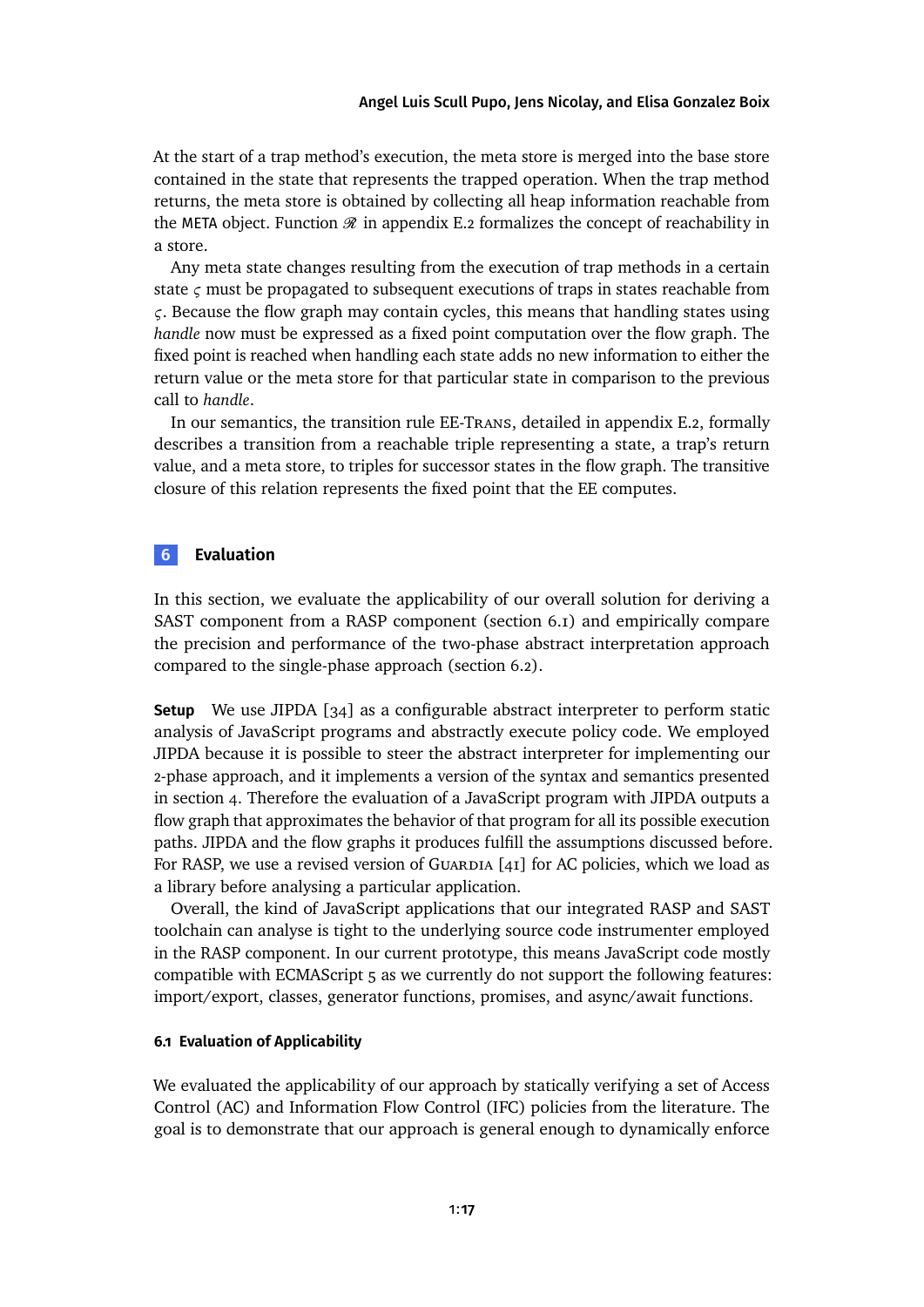At the start of a trap method's execution, the meta store is merged into the base store contained in the state that represents the trapped operation. When the trap method returns, the meta store is obtained by collecting all heap information reachable from the META object. Function $\mathscr{R}$ in appendix E.2 formalizes the concept of reachability in a store.

Any meta state changes resulting from the execution of trap methods in a certain state $\varsigma$ must be propagated to subsequent executions of traps in states reachable from $\varsigma$. Because the flow graph may contain cycles, this means that handling states using *handle* now must be expressed as a fixed point computation over the flow graph. The fixed point is reached when handling each state adds no new information to either the return value or the meta store for that particular state in comparison to the previous call to *handle*.

In our semantics, the transition rule EE-Trans, detailed in appendix E.2, formally describes a transition from a reachable triple representing a state, a trap's return value, and a meta store, to triples for successor states in the flow graph. The transitive closure of this relation represents the fixed point that the EE computes.

## 6 Evaluation

In this section, we evaluate the applicability of our overall solution for deriving a SAST component from a RASP component (section 6.1) and empirically compare the precision and performance of the two-phase abstract interpretation approach compared to the single-phase approach (section 6.2).

**Setup** We use JIPDA [34] as a configurable abstract interpreter to perform static analysis of JavaScript programs and abstractly execute policy code. We employed JIPDA because it is possible to steer the abstract interpreter for implementing our 2-phase approach, and it implements a version of the syntax and semantics presented in section 4. Therefore the evaluation of a JavaScript program with JIPDA outputs a flow graph that approximates the behavior of that program for all its possible execution paths. JIPDA and the flow graphs it produces fulfill the assumptions discussed before. For RASP, we use a revised version of Guardia [41] for AC policies, which we load as a library before analysing a particular application.

Overall, the kind of JavaScript applications that our integrated RASP and SAST toolchain can analyse is tight to the underlying source code instrumenter employed in the RASP component. In our current prototype, this means JavaScript code mostly compatible with ECMAScript 5 as we currently do not support the following features: import/export, classes, generator functions, promises, and async/await functions.

### 6.1 Evaluation of Applicability

We evaluated the applicability of our approach by statically verifying a set of Access Control (AC) and Information Flow Control (IFC) policies from the literature. The goal is to demonstrate that our approach is general enough to dynamically enforce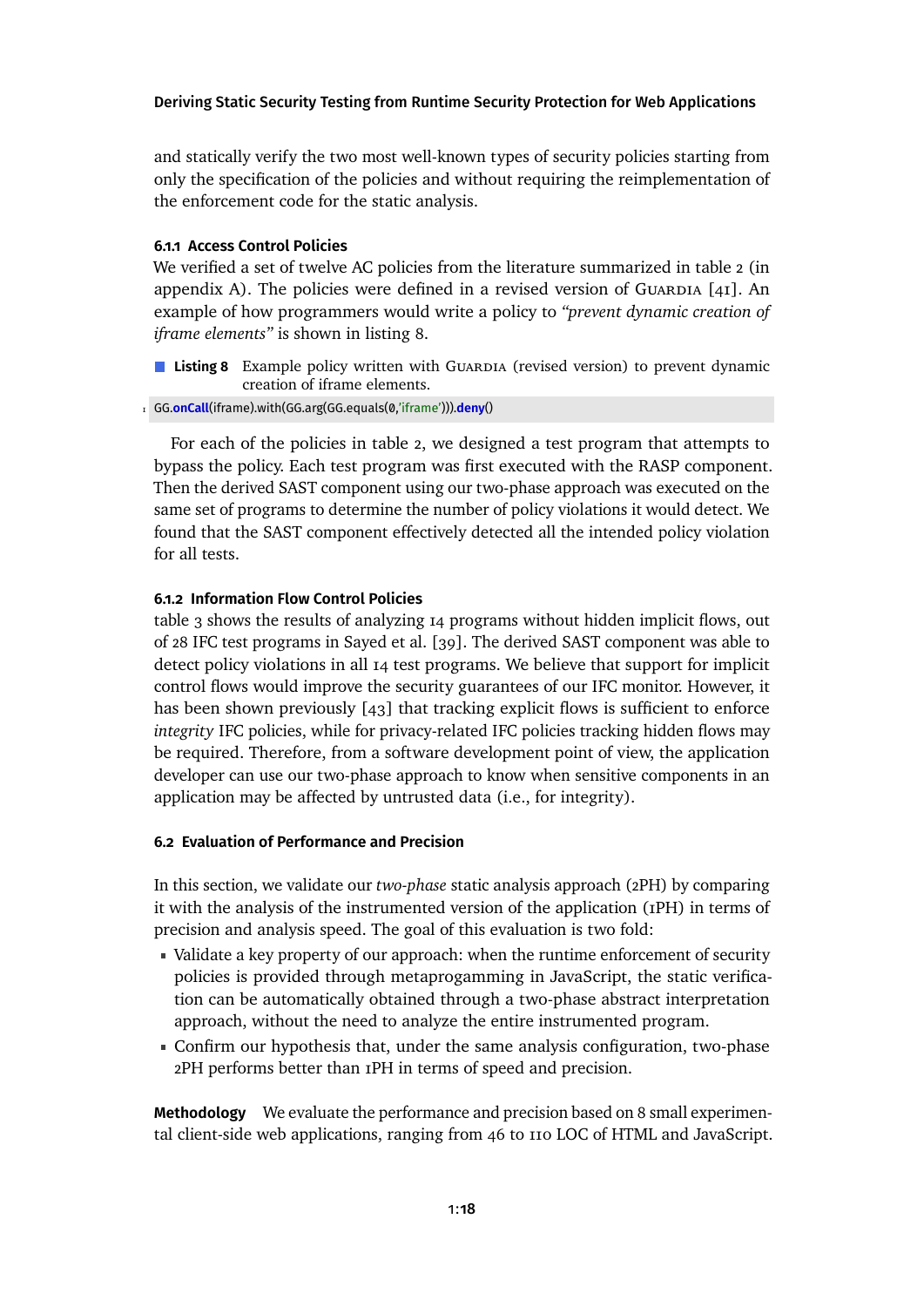and statically verify the two most well-known types of security policies starting from only the specification of the policies and without requiring the reimplementation of the enforcement code for the static analysis.

#### 6.1.1 Access Control Policies

We verified a set of twelve AC policies from the literature summarized in table 2 (in appendix A). The policies were defined in a revised version of Guardia [41]. An example of how programmers would write a policy to *"prevent dynamic creation of iframe elements"* is shown in listing 8.

**Listing 8** Example policy written with Guardia (revised version) to prevent dynamic creation of iframe elements.

```
GG.onCall(iframe).with(GG.arg(GG.equals(0,'iframe'))).deny()
```

For each of the policies in table 2, we designed a test program that attempts to bypass the policy. Each test program was first executed with the RASP component. Then the derived SAST component using our two-phase approach was executed on the same set of programs to determine the number of policy violations it would detect. We found that the SAST component effectively detected all the intended policy violation for all tests.

#### 6.1.2 Information Flow Control Policies

table 3 shows the results of analyzing 14 programs without hidden implicit flows, out of 28 IFC test programs in Sayed et al. [39]. The derived SAST component was able to detect policy violations in all 14 test programs. We believe that support for implicit control flows would improve the security guarantees of our IFC monitor. However, it has been shown previously [43] that tracking explicit flows is sufficient to enforce *integrity* IFC policies, while for privacy-related IFC policies tracking hidden flows may be required. Therefore, from a software development point of view, the application developer can use our two-phase approach to know when sensitive components in an application may be affected by untrusted data (i.e., for integrity).

### 6.2 Evaluation of Performance and Precision

In this section, we validate our *two-phase* static analysis approach (2PH) by comparing it with the analysis of the instrumented version of the application (1PH) in terms of precision and analysis speed. The goal of this evaluation is two fold:

- Validate a key property of our approach: when the runtime enforcement of security policies is provided through metaprogamming in JavaScript, the static verification can be automatically obtained through a two-phase abstract interpretation approach, without the need to analyze the entire instrumented program.
- Confirm our hypothesis that, under the same analysis configuration, two-phase 2PH performs better than 1PH in terms of speed and precision.

**Methodology** We evaluate the performance and precision based on 8 small experimental client-side web applications, ranging from 46 to 110 LOC of HTML and JavaScript.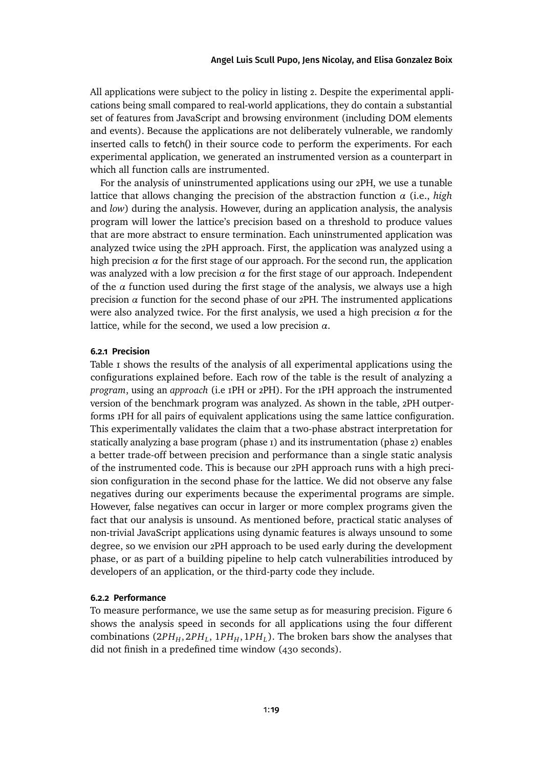All applications were subject to the policy in listing 2. Despite the experimental applications being small compared to real-world applications, they do contain a substantial set of features from JavaScript and browsing environment (including DOM elements and events). Because the applications are not deliberately vulnerable, we randomly inserted calls to fetch() in their source code to perform the experiments. For each experimental application, we generated an instrumented version as a counterpart in which all function calls are instrumented.

For the analysis of uninstrumented applications using our 2PH, we use a tunable lattice that allows changing the precision of the abstraction function $\alpha$ (i.e., *high* and *low*) during the analysis. However, during an application analysis, the analysis program will lower the lattice's precision based on a threshold to produce values that are more abstract to ensure termination. Each uninstrumented application was analyzed twice using the 2PH approach. First, the application was analyzed using a high precision $\alpha$ for the first stage of our approach. For the second run, the application was analyzed with a low precision $\alpha$ for the first stage of our approach. Independent of the $\alpha$ function used during the first stage of the analysis, we always use a high precision $\alpha$ function for the second phase of our 2PH. The instrumented applications were also analyzed twice. For the first analysis, we used a high precision $\alpha$ for the lattice, while for the second, we used a low precision $\alpha$.

#### 6.2.1 Precision

Table 1 shows the results of the analysis of all experimental applications using the configurations explained before. Each row of the table is the result of analyzing a *program*, using an *approach* (i.e 1PH or 2PH). For the 1PH approach the instrumented version of the benchmark program was analyzed. As shown in the table, 2PH outperforms 1PH for all pairs of equivalent applications using the same lattice configuration. This experimentally validates the claim that a two-phase abstract interpretation for statically analyzing a base program (phase 1) and its instrumentation (phase 2) enables a better trade-off between precision and performance than a single static analysis of the instrumented code. This is because our 2PH approach runs with a high precision configuration in the second phase for the lattice. We did not observe any false negatives during our experiments because the experimental programs are simple. However, false negatives can occur in larger or more complex programs given the fact that our analysis is unsound. As mentioned before, practical static analyses of non-trivial JavaScript applications using dynamic features is always unsound to some degree, so we envision our 2PH approach to be used early during the development phase, or as part of a building pipeline to help catch vulnerabilities introduced by developers of an application, or the third-party code they include.

#### 6.2.2 Performance

To measure performance, we use the same setup as for measuring precision. Figure 6 shows the analysis speed in seconds for all applications using the four different combinations ($2PH_H, 2PH_L$, $1PH_H, 1PH_L$). The broken bars show the analyses that did not finish in a predefined time window (430 seconds).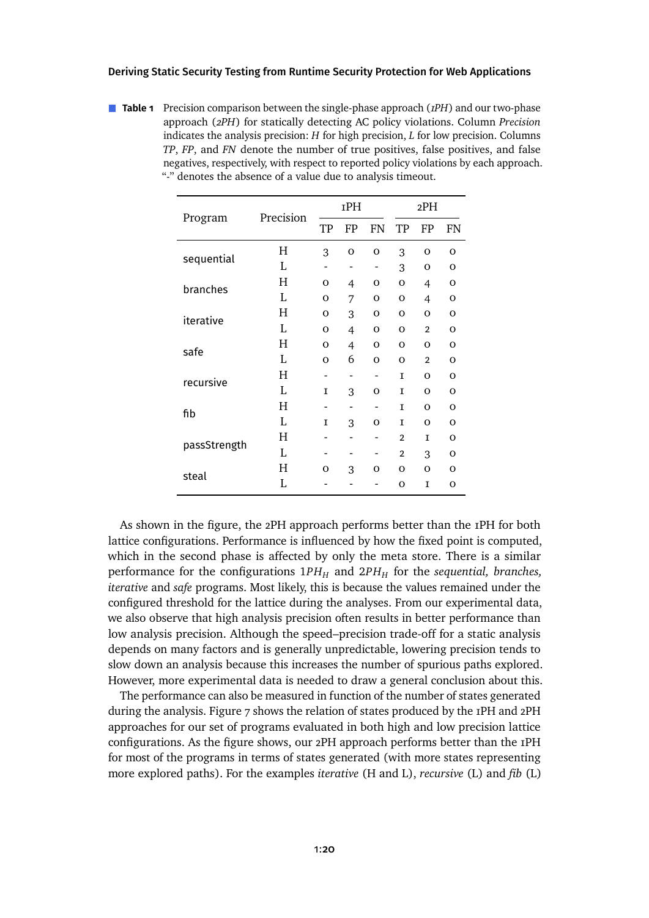**Table 1** Precision comparison between the single-phase approach (*1PH*) and our two-phase approach (*2PH*) for statically detecting AC policy violations. Column *Precision* indicates the analysis precision: *H* for high precision, *L* for low precision. Columns *TP*, *FP*, and *FN* denote the number of true positives, false positives, and false negatives, respectively, with respect to reported policy violations by each approach. "-" denotes the absence of a value due to analysis timeout.

| Program | Precision | 1PH | | | 2PH | | |
|---|---|---|---|---|---|---|---|
| | | TP | FP | FN | TP | FP | FN |
| sequential | H | 3 | 0 | 0 | 3 | 0 | 0 |
| | L | - | - | - | 3 | 0 | 0 |
| branches | H | 0 | 4 | 0 | 0 | 4 | 0 |
| | L | 0 | 7 | 0 | 0 | 4 | 0 |
| iterative | H | 0 | 3 | 0 | 0 | 0 | 0 |
| | L | 0 | 4 | 0 | 0 | 2 | 0 |
| safe | H | 0 | 4 | 0 | 0 | 0 | 0 |
| | L | 0 | 6 | 0 | 0 | 2 | 0 |
| recursive | H | - | - | - | 1 | 0 | 0 |
| | L | 1 | 3 | 0 | 1 | 0 | 0 |
| fib | H | - | - | - | 1 | 0 | 0 |
| | L | 1 | 3 | 0 | 1 | 0 | 0 |
| passStrength | H | - | - | - | 2 | 1 | 0 |
| | L | - | - | - | 2 | 3 | 0 |
| steal | H | 0 | 3 | 0 | 0 | 0 | 0 |
| | L | - | - | - | 0 | 1 | 0 |

As shown in the figure, the 2PH approach performs better than the 1PH for both lattice configurations. Performance is influenced by how the fixed point is computed, which in the second phase is affected by only the meta store. There is a similar performance for the configurations $1PH_H$ and $2PH_H$ for the *sequential, branches, iterative* and *safe* programs. Most likely, this is because the values remained under the configured threshold for the lattice during the analyses. From our experimental data, we also observe that high analysis precision often results in better performance than low analysis precision. Although the speed–precision trade-off for a static analysis depends on many factors and is generally unpredictable, lowering precision tends to slow down an analysis because this increases the number of spurious paths explored. However, more experimental data is needed to draw a general conclusion about this.

The performance can also be measured in function of the number of states generated during the analysis. Figure 7 shows the relation of states produced by the 1PH and 2PH approaches for our set of programs evaluated in both high and low precision lattice configurations. As the figure shows, our 2PH approach performs better than the 1PH for most of the programs in terms of states generated (with more states representing more explored paths). For the examples *iterative* (H and L), *recursive* (L) and *fib* (L)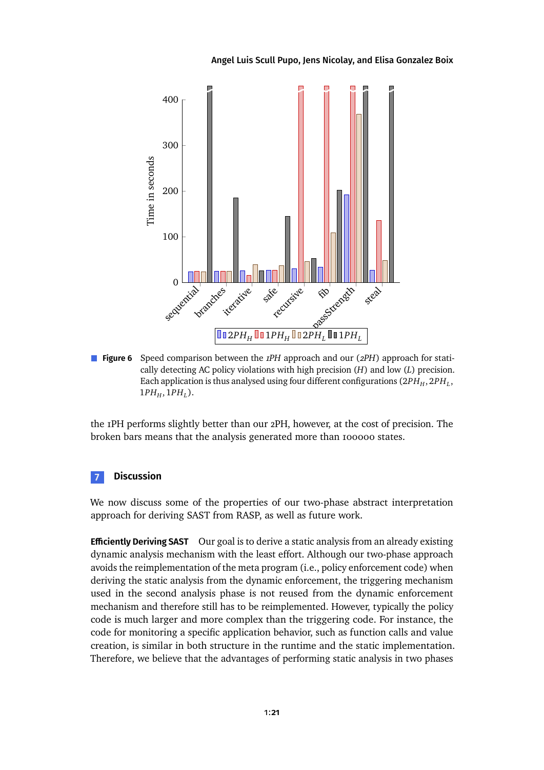**Figure 6** Speed comparison between the *1PH* approach and our (*2PH*) approach for statically detecting AC policy violations with high precision ($H$) and low ($L$) precision. Each application is thus analysed using four different configurations ($2PH_H, 2PH_L$, $1PH_H, 1PH_L$).

the 1PH performs slightly better than our 2PH, however, at the cost of precision. The broken bars means that the analysis generated more than 100000 states.

## 7 Discussion

We now discuss some of the properties of our two-phase abstract interpretation approach for deriving SAST from RASP, as well as future work.

**Efficiently Deriving SAST** Our goal is to derive a static analysis from an already existing dynamic analysis mechanism with the least effort. Although our two-phase approach avoids the reimplementation of the meta program (i.e., policy enforcement code) when deriving the static analysis from the dynamic enforcement, the triggering mechanism used in the second analysis phase is not reused from the dynamic enforcement mechanism and therefore still has to be reimplemented. However, typically the policy code is much larger and more complex than the triggering code. For instance, the code for monitoring a specific application behavior, such as function calls and value creation, is similar in both structure in the runtime and the static implementation. Therefore, we believe that the advantages of performing static analysis in two phases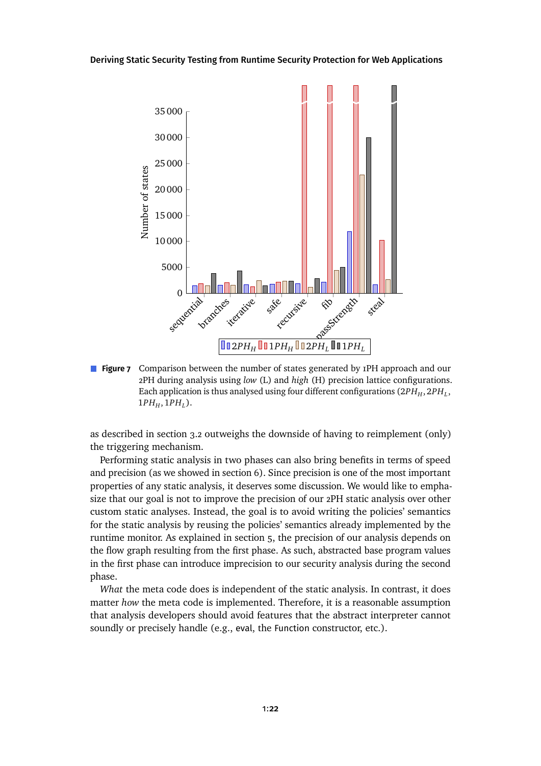**Figure 7** Comparison between the number of states generated by 1PH approach and our 2PH during analysis using *low* (L) and *high* (H) precision lattice configurations. Each application is thus analysed using four different configurations ($2PH_H$, $2PH_L$, $1PH_H$, $1PH_L$).

as described in section 3.2 outweighs the downside of having to reimplement (only) the triggering mechanism.

Performing static analysis in two phases can also bring benefits in terms of speed and precision (as we showed in section 6). Since precision is one of the most important properties of any static analysis, it deserves some discussion. We would like to emphasize that our goal is not to improve the precision of our 2PH static analysis over other custom static analyses. Instead, the goal is to avoid writing the policies' semantics for the static analysis by reusing the policies' semantics already implemented by the runtime monitor. As explained in section 5, the precision of our analysis depends on the flow graph resulting from the first phase. As such, abstracted base program values in the first phase can introduce imprecision to our security analysis during the second phase.

*What* the meta code does is independent of the static analysis. In contrast, it does matter *how* the meta code is implemented. Therefore, it is a reasonable assumption that analysis developers should avoid features that the abstract interpreter cannot soundly or precisely handle (e.g., `eval`, the `Function` constructor, etc.).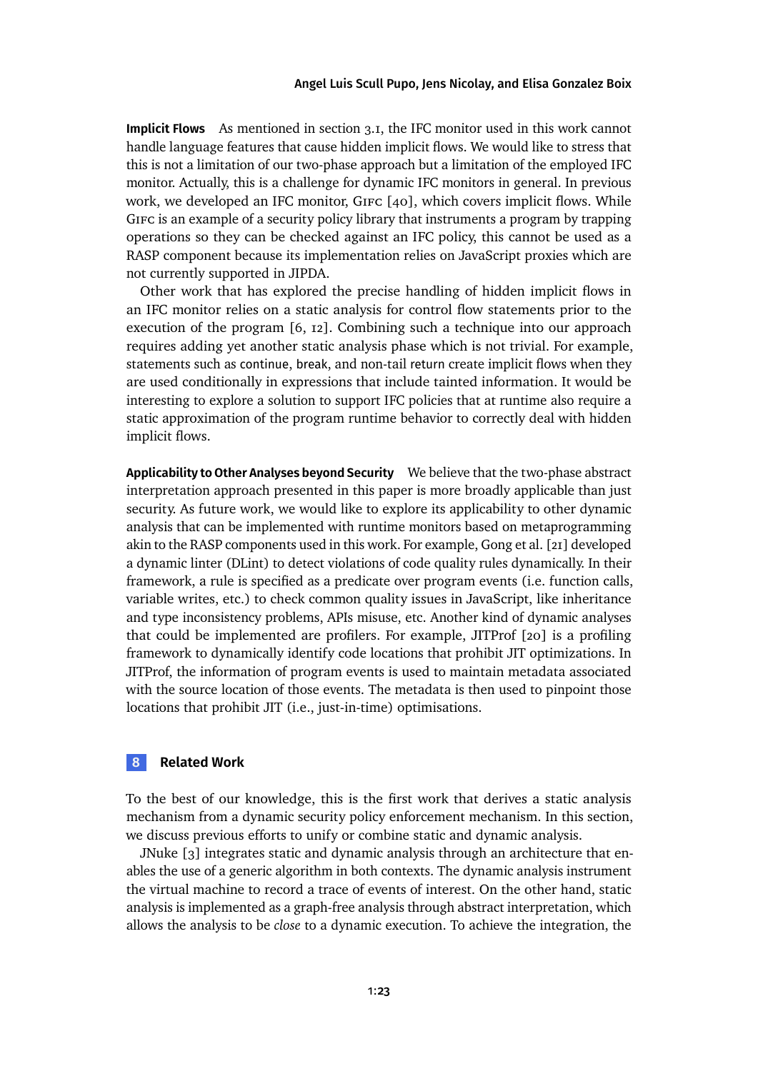**Implicit Flows** As mentioned in section 3.1, the IFC monitor used in this work cannot handle language features that cause hidden implicit flows. We would like to stress that this is not a limitation of our two-phase approach but a limitation of the employed IFC monitor. Actually, this is a challenge for dynamic IFC monitors in general. In previous work, we developed an IFC monitor, GIFC [40], which covers implicit flows. While GIFC is an example of a security policy library that instruments a program by trapping operations so they can be checked against an IFC policy, this cannot be used as a RASP component because its implementation relies on JavaScript proxies which are not currently supported in JIPDA.

Other work that has explored the precise handling of hidden implicit flows in an IFC monitor relies on a static analysis for control flow statements prior to the execution of the program [6, 12]. Combining such a technique into our approach requires adding yet another static analysis phase which is not trivial. For example, statements such as `continue`, `break`, and non-tail `return` create implicit flows when they are used conditionally in expressions that include tainted information. It would be interesting to explore a solution to support IFC policies that at runtime also require a static approximation of the program runtime behavior to correctly deal with hidden implicit flows.

**Applicability to Other Analyses beyond Security** We believe that the two-phase abstract interpretation approach presented in this paper is more broadly applicable than just security. As future work, we would like to explore its applicability to other dynamic analysis that can be implemented with runtime monitors based on metaprogramming akin to the RASP components used in this work. For example, Gong et al. [21] developed a dynamic linter (DLint) to detect violations of code quality rules dynamically. In their framework, a rule is specified as a predicate over program events (i.e. function calls, variable writes, etc.) to check common quality issues in JavaScript, like inheritance and type inconsistency problems, APIs misuse, etc. Another kind of dynamic analyses that could be implemented are profilers. For example, JITProf [20] is a profiling framework to dynamically identify code locations that prohibit JIT optimizations. In JITProf, the information of program events is used to maintain metadata associated with the source location of those events. The metadata is then used to pinpoint those locations that prohibit JIT (i.e., just-in-time) optimisations.

## 8 Related Work

To the best of our knowledge, this is the first work that derives a static analysis mechanism from a dynamic security policy enforcement mechanism. In this section, we discuss previous efforts to unify or combine static and dynamic analysis.

JNuke [3] integrates static and dynamic analysis through an architecture that enables the use of a generic algorithm in both contexts. The dynamic analysis instrument the virtual machine to record a trace of events of interest. On the other hand, static analysis is implemented as a graph-free analysis through abstract interpretation, which allows the analysis to be *close* to a dynamic execution. To achieve the integration, the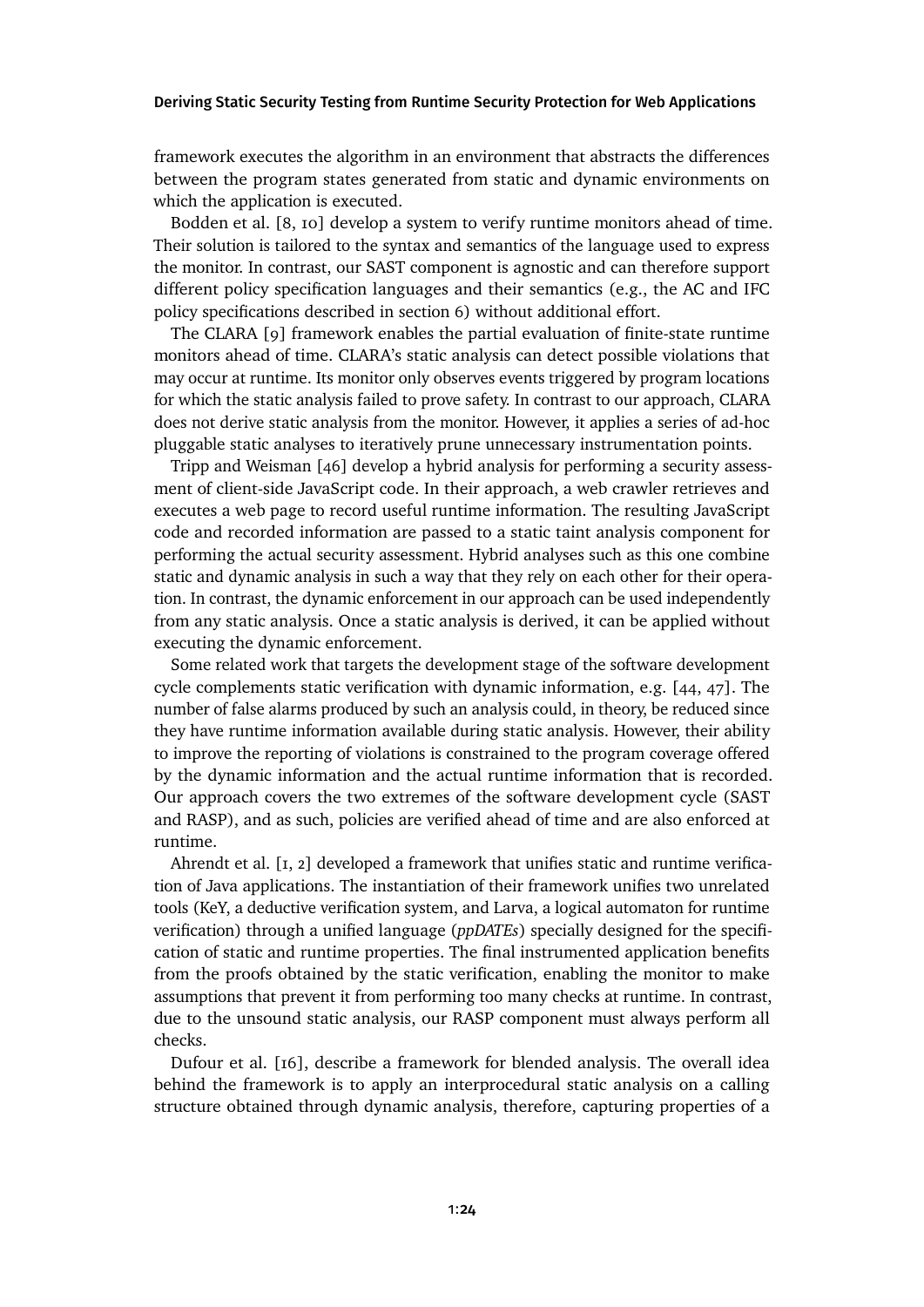framework executes the algorithm in an environment that abstracts the differences between the program states generated from static and dynamic environments on which the application is executed.

Bodden et al. [8, 10] develop a system to verify runtime monitors ahead of time. Their solution is tailored to the syntax and semantics of the language used to express the monitor. In contrast, our SAST component is agnostic and can therefore support different policy specification languages and their semantics (e.g., the AC and IFC policy specifications described in section 6) without additional effort.

The CLARA [9] framework enables the partial evaluation of finite-state runtime monitors ahead of time. CLARA's static analysis can detect possible violations that may occur at runtime. Its monitor only observes events triggered by program locations for which the static analysis failed to prove safety. In contrast to our approach, CLARA does not derive static analysis from the monitor. However, it applies a series of ad-hoc pluggable static analyses to iteratively prune unnecessary instrumentation points.

Tripp and Weisman [46] develop a hybrid analysis for performing a security assessment of client-side JavaScript code. In their approach, a web crawler retrieves and executes a web page to record useful runtime information. The resulting JavaScript code and recorded information are passed to a static taint analysis component for performing the actual security assessment. Hybrid analyses such as this one combine static and dynamic analysis in such a way that they rely on each other for their operation. In contrast, the dynamic enforcement in our approach can be used independently from any static analysis. Once a static analysis is derived, it can be applied without executing the dynamic enforcement.

Some related work that targets the development stage of the software development cycle complements static verification with dynamic information, e.g. [44, 47]. The number of false alarms produced by such an analysis could, in theory, be reduced since they have runtime information available during static analysis. However, their ability to improve the reporting of violations is constrained to the program coverage offered by the dynamic information and the actual runtime information that is recorded. Our approach covers the two extremes of the software development cycle (SAST and RASP), and as such, policies are verified ahead of time and are also enforced at runtime.

Ahrendt et al. [1, 2] developed a framework that unifies static and runtime verification of Java applications. The instantiation of their framework unifies two unrelated tools (KeY, a deductive verification system, and Larva, a logical automaton for runtime verification) through a unified language (*ppDATEs*) specially designed for the specification of static and runtime properties. The final instrumented application benefits from the proofs obtained by the static verification, enabling the monitor to make assumptions that prevent it from performing too many checks at runtime. In contrast, due to the unsound static analysis, our RASP component must always perform all checks.

Dufour et al. [16], describe a framework for blended analysis. The overall idea behind the framework is to apply an interprocedural static analysis on a calling structure obtained through dynamic analysis, therefore, capturing properties of a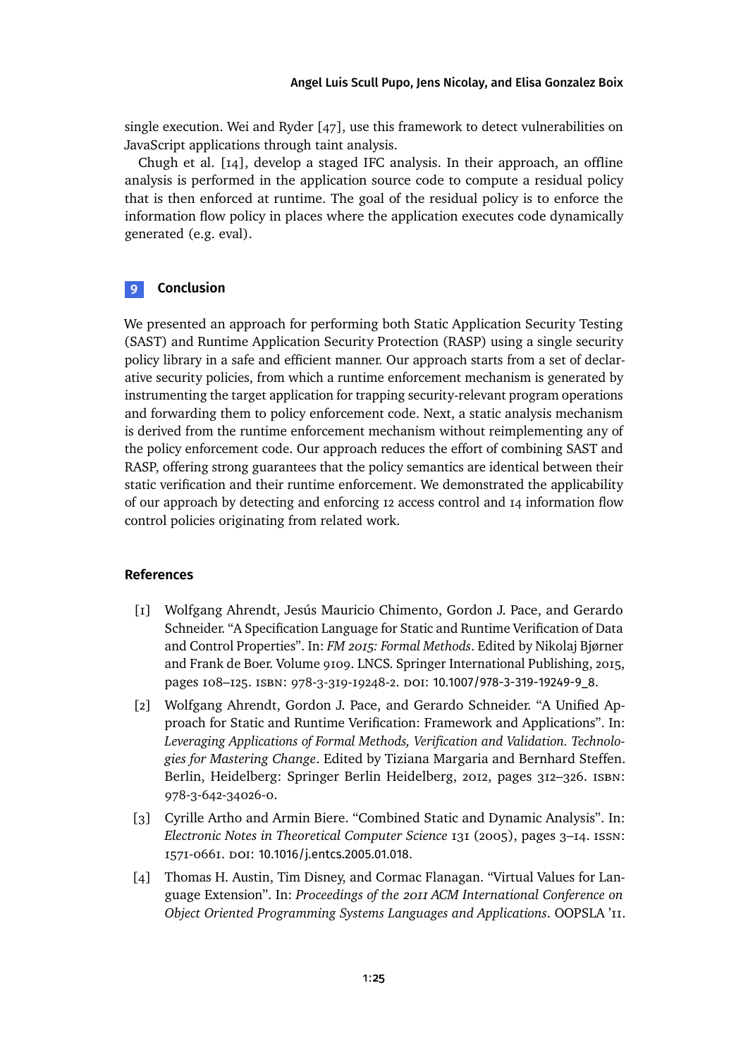single execution. Wei and Ryder [47], use this framework to detect vulnerabilities on JavaScript applications through taint analysis.

Chugh et al. [14], develop a staged IFC analysis. In their approach, an offline analysis is performed in the application source code to compute a residual policy that is then enforced at runtime. The goal of the residual policy is to enforce the information flow policy in places where the application executes code dynamically generated (e.g. eval).

## 9 Conclusion

We presented an approach for performing both Static Application Security Testing (SAST) and Runtime Application Security Protection (RASP) using a single security policy library in a safe and efficient manner. Our approach starts from a set of declarative security policies, from which a runtime enforcement mechanism is generated by instrumenting the target application for trapping security-relevant program operations and forwarding them to policy enforcement code. Next, a static analysis mechanism is derived from the runtime enforcement mechanism without reimplementing any of the policy enforcement code. Our approach reduces the effort of combining SAST and RASP, offering strong guarantees that the policy semantics are identical between their static verification and their runtime enforcement. We demonstrated the applicability of our approach by detecting and enforcing 12 access control and 14 information flow control policies originating from related work.

## References

[1] Wolfgang Ahrendt, Jesús Mauricio Chimento, Gordon J. Pace, and Gerardo Schneider. "A Specification Language for Static and Runtime Verification of Data and Control Properties". In: *FM 2015: Formal Methods*. Edited by Nikolaj Bjørner and Frank de Boer. Volume 9109. LNCS. Springer International Publishing, 2015, pages 108–125. ISBN: 978-3-319-19248-2. DOI: 10.1007/978-3-319-19249-9_8.

[2] Wolfgang Ahrendt, Gordon J. Pace, and Gerardo Schneider. "A Unified Approach for Static and Runtime Verification: Framework and Applications". In: *Leveraging Applications of Formal Methods, Verification and Validation. Technologies for Mastering Change*. Edited by Tiziana Margaria and Bernhard Steffen. Berlin, Heidelberg: Springer Berlin Heidelberg, 2012, pages 312–326. ISBN: 978-3-642-34026-0.

[3] Cyrille Artho and Armin Biere. "Combined Static and Dynamic Analysis". In: *Electronic Notes in Theoretical Computer Science* 131 (2005), pages 3–14. ISSN: 1571-0661. DOI: 10.1016/j.entcs.2005.01.018.

[4] Thomas H. Austin, Tim Disney, and Cormac Flanagan. "Virtual Values for Language Extension". In: *Proceedings of the 2011 ACM International Conference on Object Oriented Programming Systems Languages and Applications*. OOPSLA '11.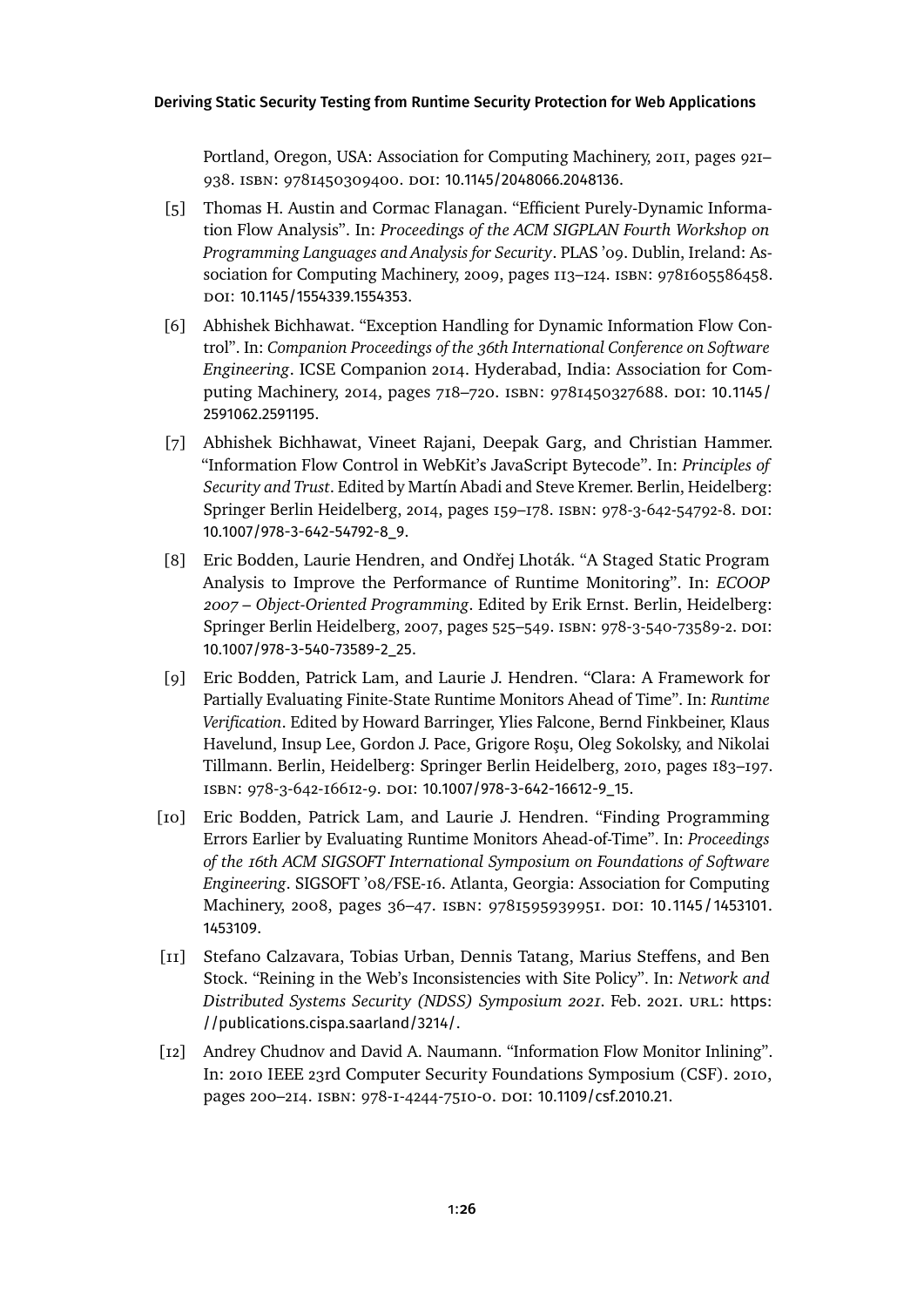Portland, Oregon, USA: Association for Computing Machinery, 2011, pages 921–938. ISBN: 9781450309400. DOI: 10.1145/2048066.2048136.

[5] Thomas H. Austin and Cormac Flanagan. “Efficient Purely-Dynamic Information Flow Analysis”. In: *Proceedings of the ACM SIGPLAN Fourth Workshop on Programming Languages and Analysis for Security*. PLAS ’09. Dublin, Ireland: Association for Computing Machinery, 2009, pages 113–124. ISBN: 9781605586458. DOI: 10.1145/1554339.1554353.

[6] Abhishek Bichhawat. “Exception Handling for Dynamic Information Flow Control”. In: *Companion Proceedings of the 36th International Conference on Software Engineering*. ICSE Companion 2014. Hyderabad, India: Association for Computing Machinery, 2014, pages 718–720. ISBN: 9781450327688. DOI: 10.1145/2591062.2591195.

[7] Abhishek Bichhawat, Vineet Rajani, Deepak Garg, and Christian Hammer. “Information Flow Control in WebKit’s JavaScript Bytecode”. In: *Principles of Security and Trust*. Edited by Martín Abadi and Steve Kremer. Berlin, Heidelberg: Springer Berlin Heidelberg, 2014, pages 159–178. ISBN: 978-3-642-54792-8. DOI: 10.1007/978-3-642-54792-8_9.

[8] Eric Bodden, Laurie Hendren, and Ondřej Lhoták. “A Staged Static Program Analysis to Improve the Performance of Runtime Monitoring”. In: *ECOOP 2007 – Object-Oriented Programming*. Edited by Erik Ernst. Berlin, Heidelberg: Springer Berlin Heidelberg, 2007, pages 525–549. ISBN: 978-3-540-73589-2. DOI: 10.1007/978-3-540-73589-2_25.

[9] Eric Bodden, Patrick Lam, and Laurie J. Hendren. “Clara: A Framework for Partially Evaluating Finite-State Runtime Monitors Ahead of Time”. In: *Runtime Verification*. Edited by Howard Barringer, Ylies Falcone, Bernd Finkbeiner, Klaus Havelund, Insup Lee, Gordon J. Pace, Grigore Roşu, Oleg Sokolsky, and Nikolai Tillmann. Berlin, Heidelberg: Springer Berlin Heidelberg, 2010, pages 183–197. ISBN: 978-3-642-16612-9. DOI: 10.1007/978-3-642-16612-9_15.

[10] Eric Bodden, Patrick Lam, and Laurie J. Hendren. “Finding Programming Errors Earlier by Evaluating Runtime Monitors Ahead-of-Time”. In: *Proceedings of the 16th ACM SIGSOFT International Symposium on Foundations of Software Engineering*. SIGSOFT ’08/FSE-16. Atlanta, Georgia: Association for Computing Machinery, 2008, pages 36–47. ISBN: 9781595939951. DOI: 10.1145/1453101.1453109.

[11] Stefano Calzavara, Tobias Urban, Dennis Tatang, Marius Steffens, and Ben Stock. “Reining in the Web’s Inconsistencies with Site Policy”. In: *Network and Distributed Systems Security (NDSS) Symposium 2021*. Feb. 2021. URL: https://publications.cispa.saarland/3214/.

[12] Andrey Chudnov and David A. Naumann. “Information Flow Monitor Inlining”. In: 2010 IEEE 23rd Computer Security Foundations Symposium (CSF). 2010, pages 200–214. ISBN: 978-1-4244-7510-0. DOI: 10.1109/csf.2010.21.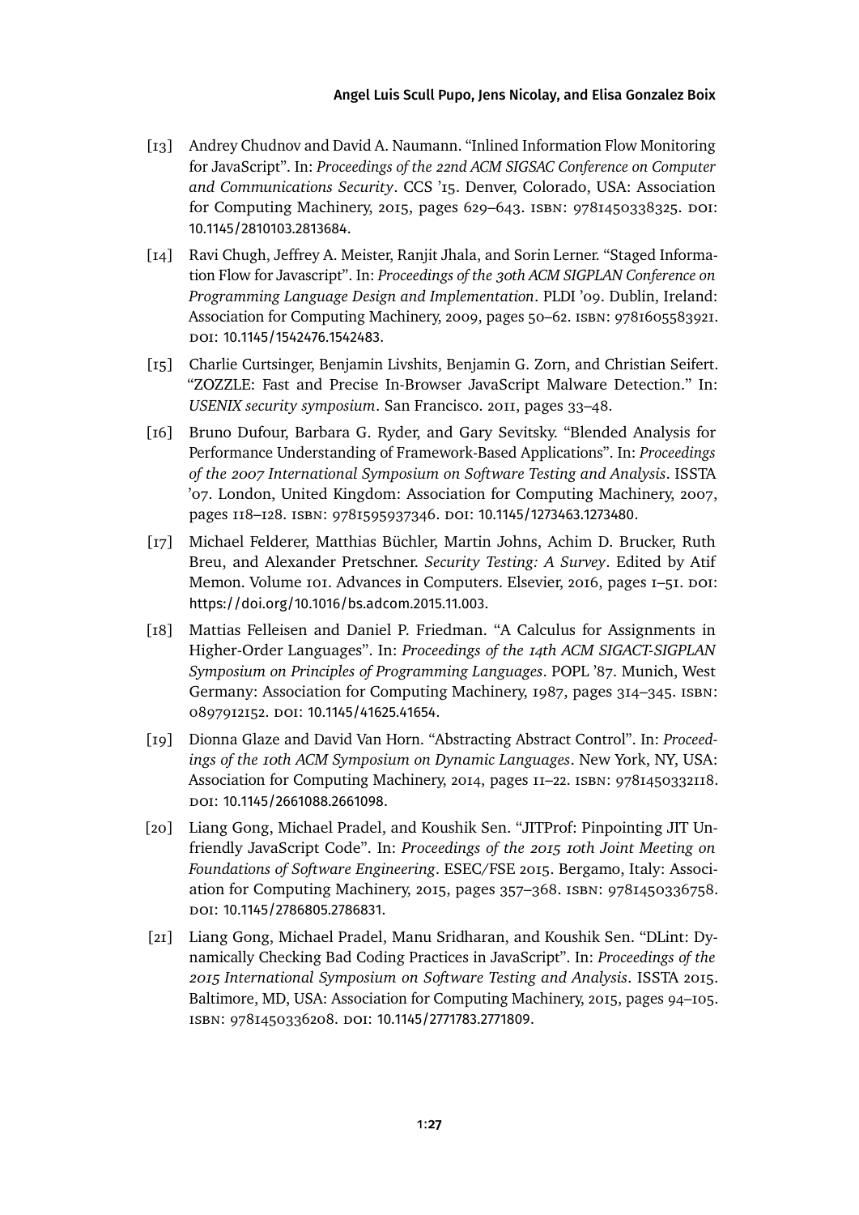[13] Andrey Chudnov and David A. Naumann. "Inlined Information Flow Monitoring for JavaScript". In: *Proceedings of the 22nd ACM SIGSAC Conference on Computer and Communications Security*. CCS '15. Denver, Colorado, USA: Association for Computing Machinery, 2015, pages 629–643. ISBN: 9781450338325. DOI: 10.1145/2810103.2813684.

[14] Ravi Chugh, Jeffrey A. Meister, Ranjit Jhala, and Sorin Lerner. "Staged Information Flow for Javascript". In: *Proceedings of the 30th ACM SIGPLAN Conference on Programming Language Design and Implementation*. PLDI '09. Dublin, Ireland: Association for Computing Machinery, 2009, pages 50–62. ISBN: 9781605583921. DOI: 10.1145/1542476.1542483.

[15] Charlie Curtsinger, Benjamin Livshits, Benjamin G. Zorn, and Christian Seifert. "ZOZZLE: Fast and Precise In-Browser JavaScript Malware Detection." In: *USENIX security symposium*. San Francisco. 2011, pages 33–48.

[16] Bruno Dufour, Barbara G. Ryder, and Gary Sevitsky. "Blended Analysis for Performance Understanding of Framework-Based Applications". In: *Proceedings of the 2007 International Symposium on Software Testing and Analysis*. ISSTA '07. London, United Kingdom: Association for Computing Machinery, 2007, pages 118–128. ISBN: 9781595937346. DOI: 10.1145/1273463.1273480.

[17] Michael Felderer, Matthias Büchler, Martin Johns, Achim D. Brucker, Ruth Breu, and Alexander Pretschner. *Security Testing: A Survey*. Edited by Atif Memon. Volume 101. Advances in Computers. Elsevier, 2016, pages 1–51. DOI: https://doi.org/10.1016/bs.adcom.2015.11.003.

[18] Mattias Felleisen and Daniel P. Friedman. "A Calculus for Assignments in Higher-Order Languages". In: *Proceedings of the 14th ACM SIGACT-SIGPLAN Symposium on Principles of Programming Languages*. POPL '87. Munich, West Germany: Association for Computing Machinery, 1987, pages 314–345. ISBN: 0897912152. DOI: 10.1145/41625.41654.

[19] Dionna Glaze and David Van Horn. "Abstracting Abstract Control". In: *Proceedings of the 10th ACM Symposium on Dynamic Languages*. New York, NY, USA: Association for Computing Machinery, 2014, pages 11–22. ISBN: 9781450332118. DOI: 10.1145/2661088.2661098.

[20] Liang Gong, Michael Pradel, and Koushik Sen. "JITProf: Pinpointing JIT Unfriendly JavaScript Code". In: *Proceedings of the 2015 10th Joint Meeting on Foundations of Software Engineering*. ESEC/FSE 2015. Bergamo, Italy: Association for Computing Machinery, 2015, pages 357–368. ISBN: 9781450336758. DOI: 10.1145/2786805.2786831.

[21] Liang Gong, Michael Pradel, Manu Sridharan, and Koushik Sen. "DLint: Dynamically Checking Bad Coding Practices in JavaScript". In: *Proceedings of the 2015 International Symposium on Software Testing and Analysis*. ISSTA 2015. Baltimore, MD, USA: Association for Computing Machinery, 2015, pages 94–105. ISBN: 9781450336208. DOI: 10.1145/2771783.2771809.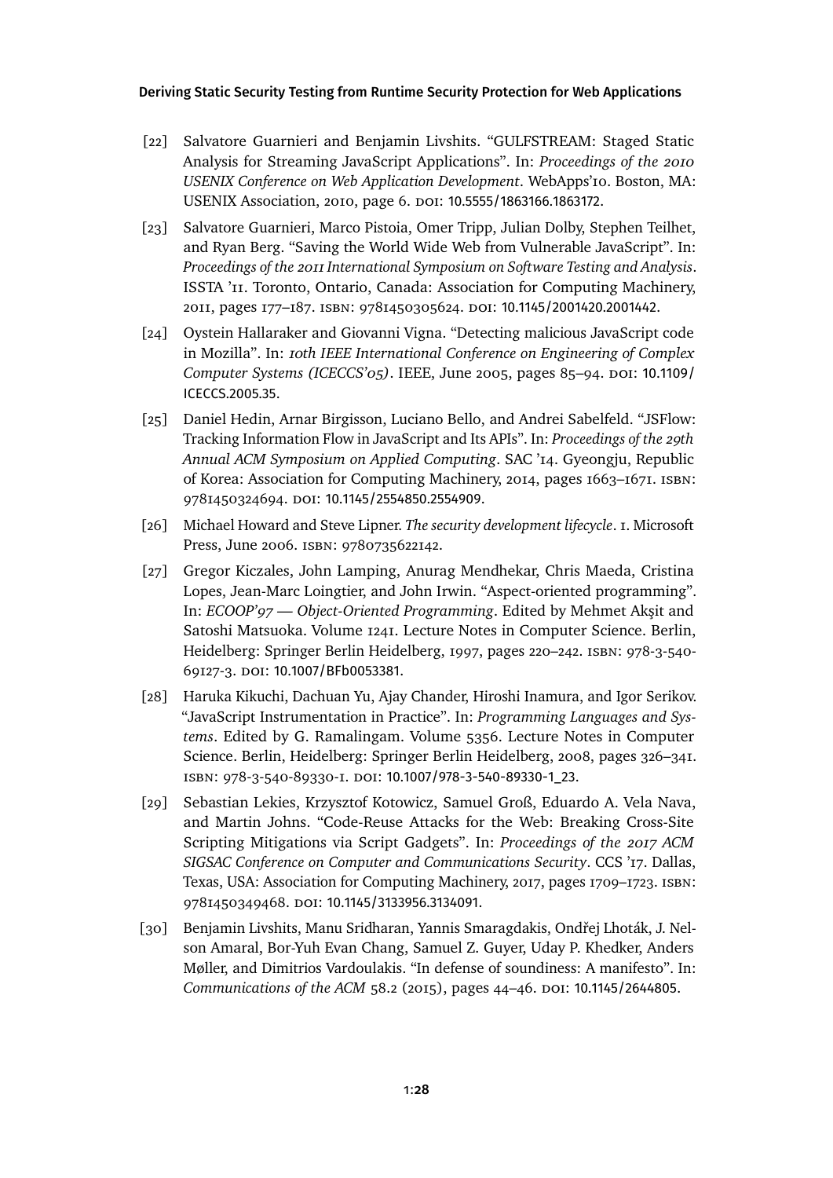[22] Salvatore Guarnieri and Benjamin Livshits. "GULFSTREAM: Staged Static Analysis for Streaming JavaScript Applications". In: *Proceedings of the 2010 USENIX Conference on Web Application Development*. WebApps'10. Boston, MA: USENIX Association, 2010, page 6. DOI: 10.5555/1863166.1863172.

[23] Salvatore Guarnieri, Marco Pistoia, Omer Tripp, Julian Dolby, Stephen Teilhet, and Ryan Berg. "Saving the World Wide Web from Vulnerable JavaScript". In: *Proceedings of the 2011 International Symposium on Software Testing and Analysis*. ISSTA '11. Toronto, Ontario, Canada: Association for Computing Machinery, 2011, pages 177–187. ISBN: 9781450305624. DOI: 10.1145/2001420.2001442.

[24] Oystein Hallaraker and Giovanni Vigna. "Detecting malicious JavaScript code in Mozilla". In: *10th IEEE International Conference on Engineering of Complex Computer Systems (ICECCS'05)*. IEEE, June 2005, pages 85–94. DOI: 10.1109/ICECCS.2005.35.

[25] Daniel Hedin, Arnar Birgisson, Luciano Bello, and Andrei Sabelfeld. "JSFlow: Tracking Information Flow in JavaScript and Its APIs". In: *Proceedings of the 29th Annual ACM Symposium on Applied Computing*. SAC '14. Gyeongju, Republic of Korea: Association for Computing Machinery, 2014, pages 1663–1671. ISBN: 9781450324694. DOI: 10.1145/2554850.2554909.

[26] Michael Howard and Steve Lipner. *The security development lifecycle*. 1. Microsoft Press, June 2006. ISBN: 9780735622142.

[27] Gregor Kiczales, John Lamping, Anurag Mendhekar, Chris Maeda, Cristina Lopes, Jean-Marc Loingtier, and John Irwin. "Aspect-oriented programming". In: *ECOOP'97 — Object-Oriented Programming*. Edited by Mehmet Akşit and Satoshi Matsuoka. Volume 1241. Lecture Notes in Computer Science. Berlin, Heidelberg: Springer Berlin Heidelberg, 1997, pages 220–242. ISBN: 978-3-540-69127-3. DOI: 10.1007/BFb0053381.

[28] Haruka Kikuchi, Dachuan Yu, Ajay Chander, Hiroshi Inamura, and Igor Serikov. "JavaScript Instrumentation in Practice". In: *Programming Languages and Systems*. Edited by G. Ramalingam. Volume 5356. Lecture Notes in Computer Science. Berlin, Heidelberg: Springer Berlin Heidelberg, 2008, pages 326–341. ISBN: 978-3-540-89330-1. DOI: 10.1007/978-3-540-89330-1_23.

[29] Sebastian Lekies, Krzysztof Kotowicz, Samuel Groß, Eduardo A. Vela Nava, and Martin Johns. "Code-Reuse Attacks for the Web: Breaking Cross-Site Scripting Mitigations via Script Gadgets". In: *Proceedings of the 2017 ACM SIGSAC Conference on Computer and Communications Security*. CCS '17. Dallas, Texas, USA: Association for Computing Machinery, 2017, pages 1709–1723. ISBN: 9781450349468. DOI: 10.1145/3133956.3134091.

[30] Benjamin Livshits, Manu Sridharan, Yannis Smaragdakis, Ondřej Lhoták, J. Nelson Amaral, Bor-Yuh Evan Chang, Samuel Z. Guyer, Uday P. Khedker, Anders Møller, and Dimitrios Vardoulakis. "In defense of soundiness: A manifesto". In: *Communications of the ACM* 58.2 (2015), pages 44–46. DOI: 10.1145/2644805.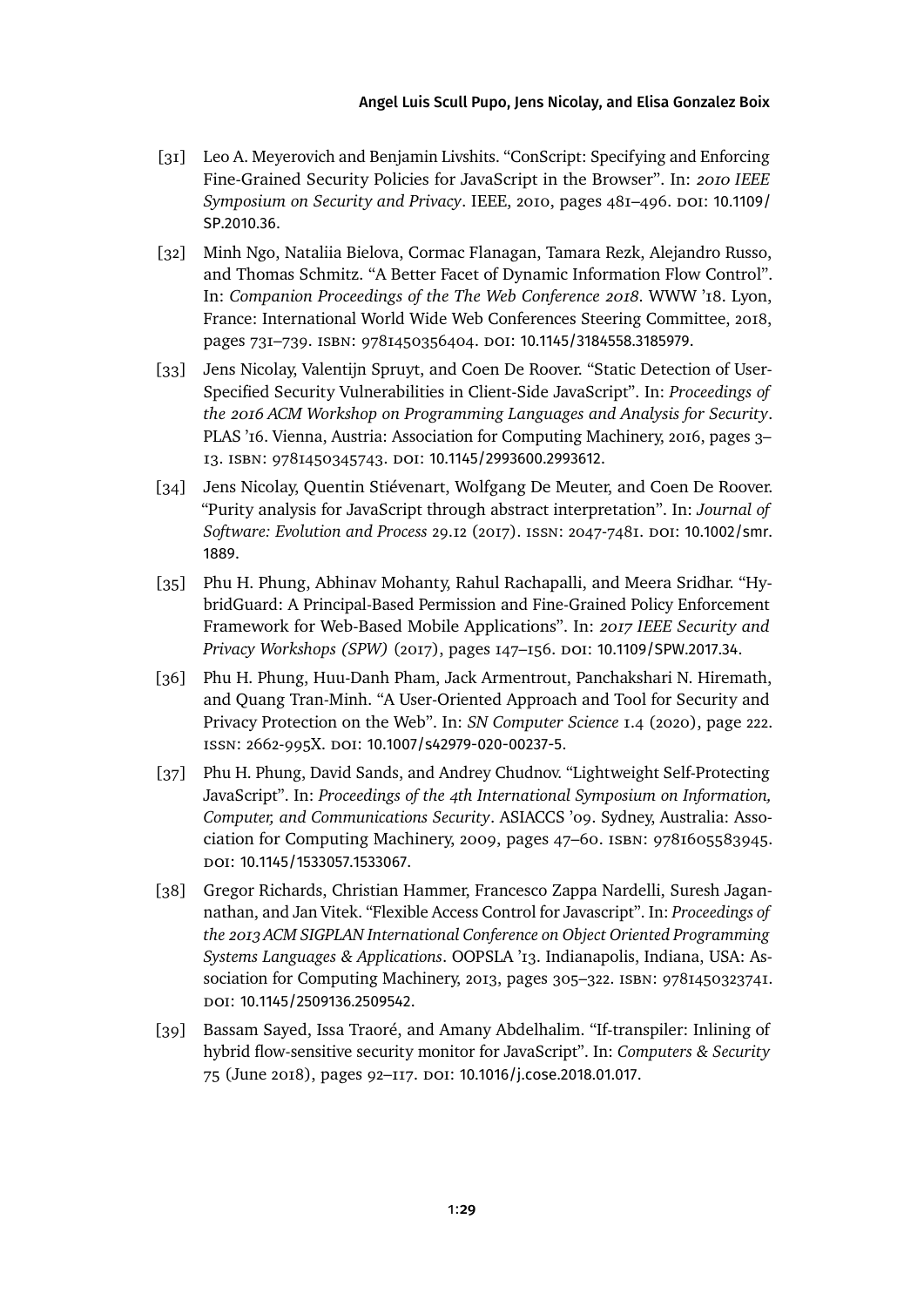[31] Leo A. Meyerovich and Benjamin Livshits. "ConScript: Specifying and Enforcing Fine-Grained Security Policies for JavaScript in the Browser". In: *2010 IEEE Symposium on Security and Privacy*. IEEE, 2010, pages 481–496. DOI: 10.1109/SP.2010.36.

[32] Minh Ngo, Nataliia Bielova, Cormac Flanagan, Tamara Rezk, Alejandro Russo, and Thomas Schmitz. "A Better Facet of Dynamic Information Flow Control". In: *Companion Proceedings of the The Web Conference 2018*. WWW '18. Lyon, France: International World Wide Web Conferences Steering Committee, 2018, pages 731–739. ISBN: 9781450356404. DOI: 10.1145/3184558.3185979.

[33] Jens Nicolay, Valentijn Spruyt, and Coen De Roover. "Static Detection of User-Specified Security Vulnerabilities in Client-Side JavaScript". In: *Proceedings of the 2016 ACM Workshop on Programming Languages and Analysis for Security*. PLAS '16. Vienna, Austria: Association for Computing Machinery, 2016, pages 3–13. ISBN: 9781450345743. DOI: 10.1145/2993600.2993612.

[34] Jens Nicolay, Quentin Stiévenart, Wolfgang De Meuter, and Coen De Roover. "Purity analysis for JavaScript through abstract interpretation". In: *Journal of Software: Evolution and Process* 29.12 (2017). ISSN: 2047-7481. DOI: 10.1002/smr.1889.

[35] Phu H. Phung, Abhinav Mohanty, Rahul Rachapalli, and Meera Sridhar. "HybridGuard: A Principal-Based Permission and Fine-Grained Policy Enforcement Framework for Web-Based Mobile Applications". In: *2017 IEEE Security and Privacy Workshops (SPW)* (2017), pages 147–156. DOI: 10.1109/SPW.2017.34.

[36] Phu H. Phung, Huu-Danh Pham, Jack Armentrout, Panchakshari N. Hiremath, and Quang Tran-Minh. "A User-Oriented Approach and Tool for Security and Privacy Protection on the Web". In: *SN Computer Science* 1.4 (2020), page 222. ISSN: 2662-995X. DOI: 10.1007/s42979-020-00237-5.

[37] Phu H. Phung, David Sands, and Andrey Chudnov. "Lightweight Self-Protecting JavaScript". In: *Proceedings of the 4th International Symposium on Information, Computer, and Communications Security*. ASIACCS '09. Sydney, Australia: Association for Computing Machinery, 2009, pages 47–60. ISBN: 9781605583945. DOI: 10.1145/1533057.1533067.

[38] Gregor Richards, Christian Hammer, Francesco Zappa Nardelli, Suresh Jagannathan, and Jan Vitek. "Flexible Access Control for Javascript". In: *Proceedings of the 2013 ACM SIGPLAN International Conference on Object Oriented Programming Systems Languages & Applications*. OOPSLA '13. Indianapolis, Indiana, USA: Association for Computing Machinery, 2013, pages 305–322. ISBN: 9781450323741. DOI: 10.1145/2509136.2509542.

[39] Bassam Sayed, Issa Traoré, and Amany Abdelhalim. "If-transpiler: Inlining of hybrid flow-sensitive security monitor for JavaScript". In: *Computers & Security* 75 (June 2018), pages 92–117. DOI: 10.1016/j.cose.2018.01.017.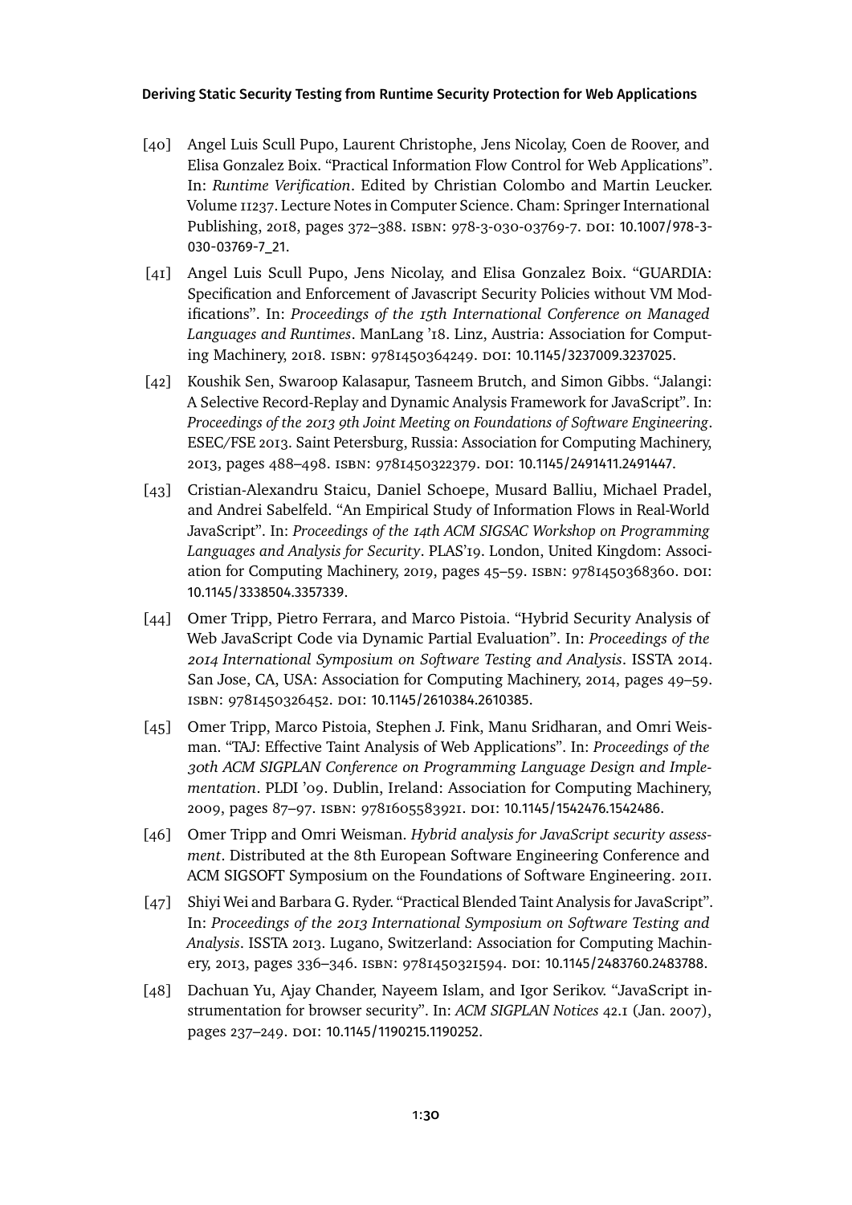[40] Angel Luis Scull Pupo, Laurent Christophe, Jens Nicolay, Coen de Roover, and Elisa Gonzalez Boix. "Practical Information Flow Control for Web Applications". In: *Runtime Verification*. Edited by Christian Colombo and Martin Leucker. Volume 11237. Lecture Notes in Computer Science. Cham: Springer International Publishing, 2018, pages 372–388. ISBN: 978-3-030-03769-7. DOI: 10.1007/978-3-030-03769-7_21.

[41] Angel Luis Scull Pupo, Jens Nicolay, and Elisa Gonzalez Boix. "GUARDIA: Specification and Enforcement of Javascript Security Policies without VM Modifications". In: *Proceedings of the 15th International Conference on Managed Languages and Runtimes*. ManLang '18. Linz, Austria: Association for Computing Machinery, 2018. ISBN: 9781450364249. DOI: 10.1145/3237009.3237025.

[42] Koushik Sen, Swaroop Kalasapur, Tasneem Brutch, and Simon Gibbs. "Jalangi: A Selective Record-Replay and Dynamic Analysis Framework for JavaScript". In: *Proceedings of the 2013 9th Joint Meeting on Foundations of Software Engineering*. ESEC/FSE 2013. Saint Petersburg, Russia: Association for Computing Machinery, 2013, pages 488–498. ISBN: 9781450322379. DOI: 10.1145/2491411.2491447.

[43] Cristian-Alexandru Staicu, Daniel Schoepe, Musard Balliu, Michael Pradel, and Andrei Sabelfeld. "An Empirical Study of Information Flows in Real-World JavaScript". In: *Proceedings of the 14th ACM SIGSAC Workshop on Programming Languages and Analysis for Security*. PLAS'19. London, United Kingdom: Association for Computing Machinery, 2019, pages 45–59. ISBN: 9781450368360. DOI: 10.1145/3338504.3357339.

[44] Omer Tripp, Pietro Ferrara, and Marco Pistoia. "Hybrid Security Analysis of Web JavaScript Code via Dynamic Partial Evaluation". In: *Proceedings of the 2014 International Symposium on Software Testing and Analysis*. ISSTA 2014. San Jose, CA, USA: Association for Computing Machinery, 2014, pages 49–59. ISBN: 9781450326452. DOI: 10.1145/2610384.2610385.

[45] Omer Tripp, Marco Pistoia, Stephen J. Fink, Manu Sridharan, and Omri Weisman. "TAJ: Effective Taint Analysis of Web Applications". In: *Proceedings of the 30th ACM SIGPLAN Conference on Programming Language Design and Implementation*. PLDI '09. Dublin, Ireland: Association for Computing Machinery, 2009, pages 87–97. ISBN: 9781605583921. DOI: 10.1145/1542476.1542486.

[46] Omer Tripp and Omri Weisman. *Hybrid analysis for JavaScript security assessment*. Distributed at the 8th European Software Engineering Conference and ACM SIGSOFT Symposium on the Foundations of Software Engineering. 2011.

[47] Shiyi Wei and Barbara G. Ryder. "Practical Blended Taint Analysis for JavaScript". In: *Proceedings of the 2013 International Symposium on Software Testing and Analysis*. ISSTA 2013. Lugano, Switzerland: Association for Computing Machinery, 2013, pages 336–346. ISBN: 9781450321594. DOI: 10.1145/2483760.2483788.

[48] Dachuan Yu, Ajay Chander, Nayeem Islam, and Igor Serikov. "JavaScript instrumentation for browser security". In: *ACM SIGPLAN Notices* 42.1 (Jan. 2007), pages 237–249. DOI: 10.1145/1190215.1190252.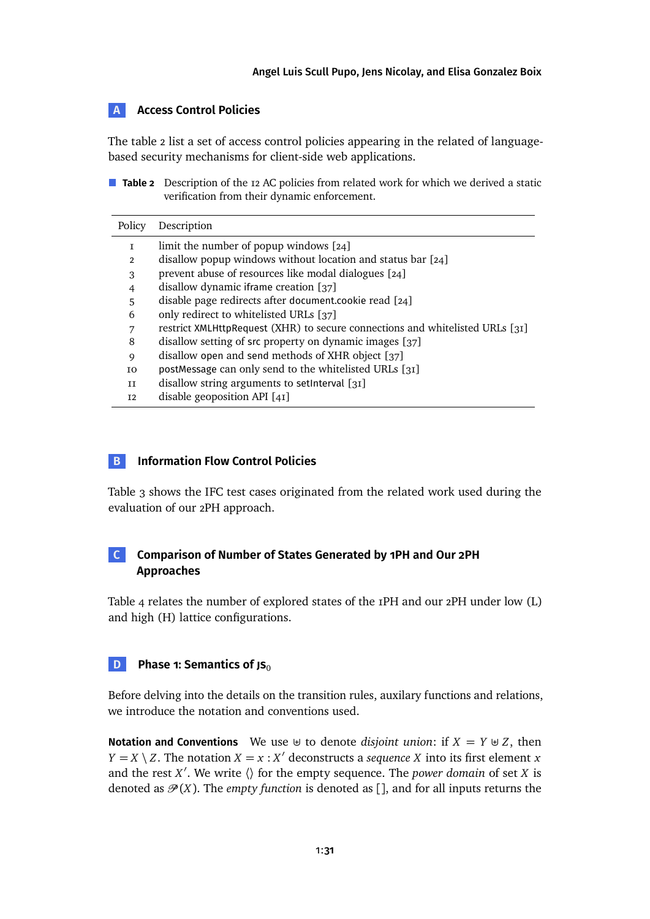## A Access Control Policies

The table 2 list a set of access control policies appearing in the related of language-based security mechanisms for client-side web applications.

**Table 2** Description of the 12 AC policies from related work for which we derived a static verification from their dynamic enforcement.

| Policy | Description |
|---|---|
| 1 | limit the number of popup windows [24] |
| 2 | disallow popup windows without location and status bar [24] |
| 3 | prevent abuse of resources like modal dialogues [24] |
| 4 | disallow dynamic iframe creation [37] |
| 5 | disable page redirects after document.cookie read [24] |
| 6 | only redirect to whitelisted URLs [37] |
| 7 | restrict XMLHttpRequest (XHR) to secure connections and whitelisted URLs [31] |
| 8 | disallow setting of src property on dynamic images [37] |
| 9 | disallow open and send methods of XHR object [37] |
| 10 | postMessage can only send to the whitelisted URLs [31] |
| 11 | disallow string arguments to setInterval [31] |
| 12 | disable geoposition API [41] |

## B Information Flow Control Policies

Table 3 shows the IFC test cases originated from the related work used during the evaluation of our 2PH approach.

## C Comparison of Number of States Generated by 1PH and Our 2PH Approaches

Table 4 relates the number of explored states of the 1PH and our 2PH under low (L) and high (H) lattice configurations.

## D Phase 1: Semantics of $\text{JS}_0$

Before delving into the details on the transition rules, auxilary functions and relations, we introduce the notation and conventions used.

**Notation and Conventions** We use $\uplus$ to denote *disjoint union*: if $X = Y \uplus Z$, then $Y = X \setminus Z$. The notation $X = x : X'$ deconstructs a *sequence* $X$ into its first element $x$ and the rest $X'$. We write $\langle\rangle$ for the empty sequence. The *power domain* of set $X$ is denoted as $\mathscr{P}(X)$. The *empty function* is denoted as $[\,]$, and for all inputs returns the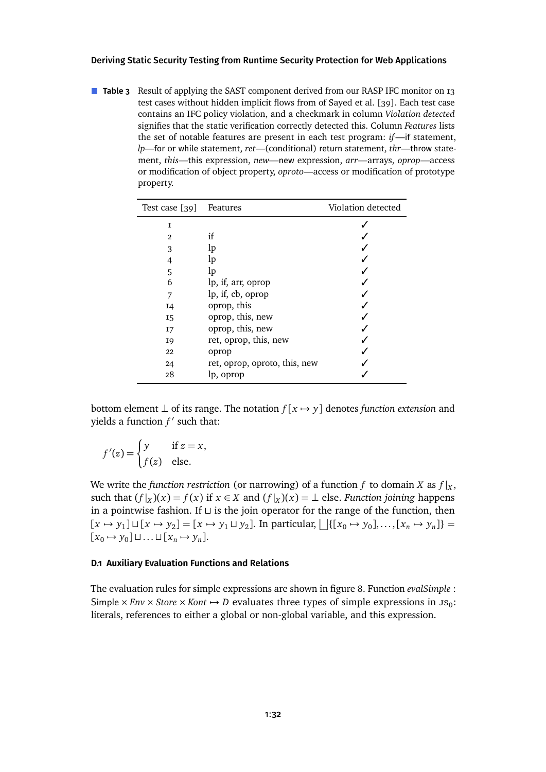**Table 3** Result of applying the SAST component derived from our RASP IFC monitor on 13 test cases without hidden implicit flows from of Sayed et al. [39]. Each test case contains an IFC policy violation, and a checkmark in column *Violation detected* signifies that the static verification correctly detected this. Column *Features* lists the set of notable features are present in each test program: *if*—if statement, *lp*—for or while statement, *ret*—(conditional) return statement, *thr*—throw statement, *this*—this expression, *new*—new expression, *arr*—arrays, *oprop*—access or modification of object property, *oproto*—access or modification of prototype property.

| Test case [39] | Features | Violation detected |
|---|---|---|
| 1 | | ✓ |
| 2 | if | ✓ |
| 3 | lp | ✓ |
| 4 | lp | ✓ |
| 5 | lp | ✓ |
| 6 | lp, if, arr, oprop | ✓ |
| 7 | lp, if, cb, oprop | ✓ |
| 14 | oprop, this | ✓ |
| 15 | oprop, this, new | ✓ |
| 17 | oprop, this, new | ✓ |
| 19 | ret, oprop, this, new | ✓ |
| 22 | oprop | ✓ |
| 24 | ret, oprop, oproto, this, new | ✓ |
| 28 | lp, oprop | ✓ |

bottom element $\bot$ of its range. The notation $f[x \mapsto y]$ denotes *function extension* and yields a function $f'$ such that:

$$f'(z) = \begin{cases} y & \text{if } z = x, \\ f(z) & \text{else.} \end{cases}$$

We write the *function restriction* (or narrowing) of a function $f$ to domain $X$ as $f|_X$, such that $(f|_X)(x) = f(x)$ if $x \in X$ and $(f|_X)(x) = \bot$ else. *Function joining* happens in a pointwise fashion. If $\sqcup$ is the join operator for the range of the function, then $[x \mapsto y_1] \sqcup [x \mapsto y_2] = [x \mapsto y_1 \sqcup y_2]$. In particular, $\bigsqcup\{[x_0 \mapsto y_0], \ldots, [x_n \mapsto y_n]\} = [x_0 \mapsto y_0] \sqcup \ldots \sqcup [x_n \mapsto y_n]$.

### D.1 Auxiliary Evaluation Functions and Relations

The evaluation rules for simple expressions are shown in figure 8. Function *evalSimple* : Simple $\times$ *Env* $\times$ *Store* $\times$ *Kont* $\mapsto$ *D* evaluates three types of simple expressions in $\text{JS}_0$: literals, references to either a global or non-global variable, and this expression.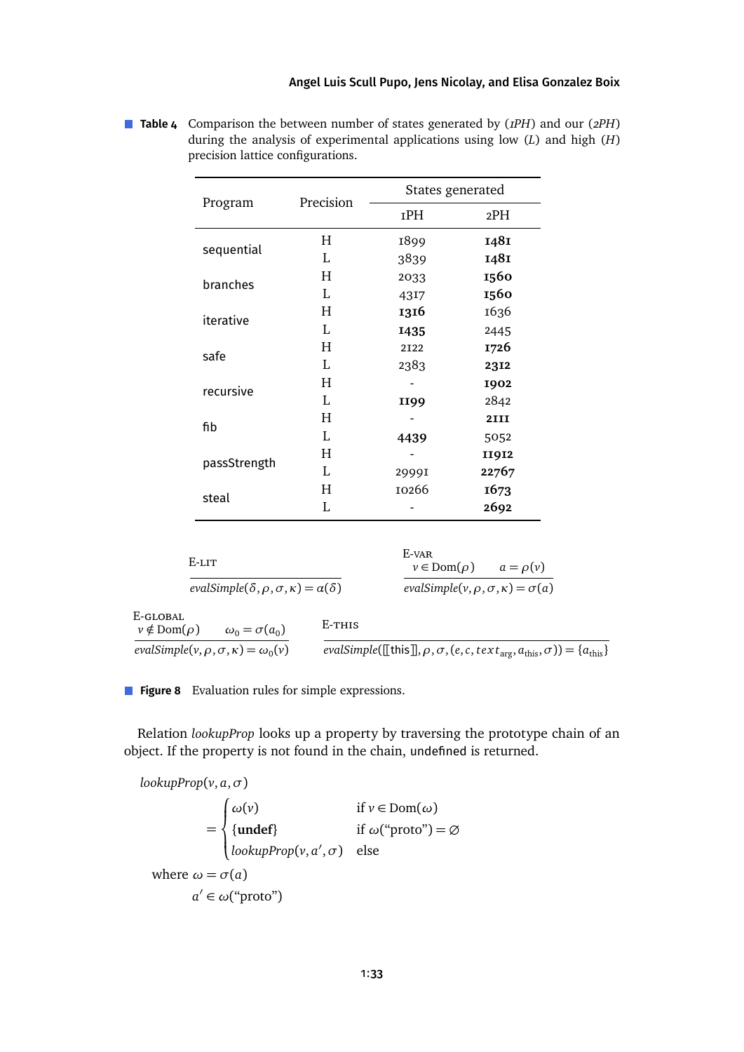**Table 4** Comparison the between number of states generated by (*1PH*) and our (*2PH*) during the analysis of experimental applications using low (*L*) and high (*H*) precision lattice configurations.

| Program | Precision | States generated | |
|---|---|---|---|
| | | 1PH | 2PH |
| sequential | H | 1899 | **1481** |
| | L | 3839 | **1481** |
| branches | H | 2033 | **1560** |
| | L | 4317 | **1560** |
| iterative | H | **1316** | 1636 |
| | L | **1435** | 2445 |
| safe | H | 2122 | **1726** |
| | L | 2383 | **2312** |
| recursive | H | - | **1902** |
| | L | **1199** | 2842 |
| fib | H | - | **2111** |
| | L | **4439** | 5052 |
| passStrength | H | - | **11912** |
| | L | 29991 | **22767** |
| steal | H | 10266 | **1673** |
| | L | - | **2692** |

E-LIT
$$\frac{}{evalSimple(\delta, \rho, \sigma, \kappa) = \alpha(\delta)}$$

E-VAR
$$\frac{v \in \mathrm{Dom}(\rho) \qquad a = \rho(v)}{evalSimple(v, \rho, \sigma, \kappa) = \sigma(a)}$$

E-GLOBAL
$$\frac{v \notin \mathrm{Dom}(\rho) \qquad \omega_0 = \sigma(a_0)}{evalSimple(v, \rho, \sigma, \kappa) = \omega_0(v)}$$

E-THIS
$$\frac{}{evalSimple([\![\texttt{this}]\!], \rho, \sigma, (e, c, text_{\text{arg}}, a_{\text{this}}, \sigma)) = \{a_{\text{this}}\}}$$

**Figure 8** Evaluation rules for simple expressions.

Relation *lookupProp* looks up a property by traversing the prototype chain of an object. If the property is not found in the chain, undefined is returned.

$$lookupProp(v, a, \sigma) = \begin{cases} \omega(v) & \text{if } v \in \mathrm{Dom}(\omega) \\ \{\mathbf{undef}\} & \text{if } \omega(\text{“proto”}) = \emptyset \\ lookupProp(v, a', \sigma) & \text{else} \end{cases}$$

where $\omega = \sigma(a)$
$a' \in \omega(\text{“proto”})$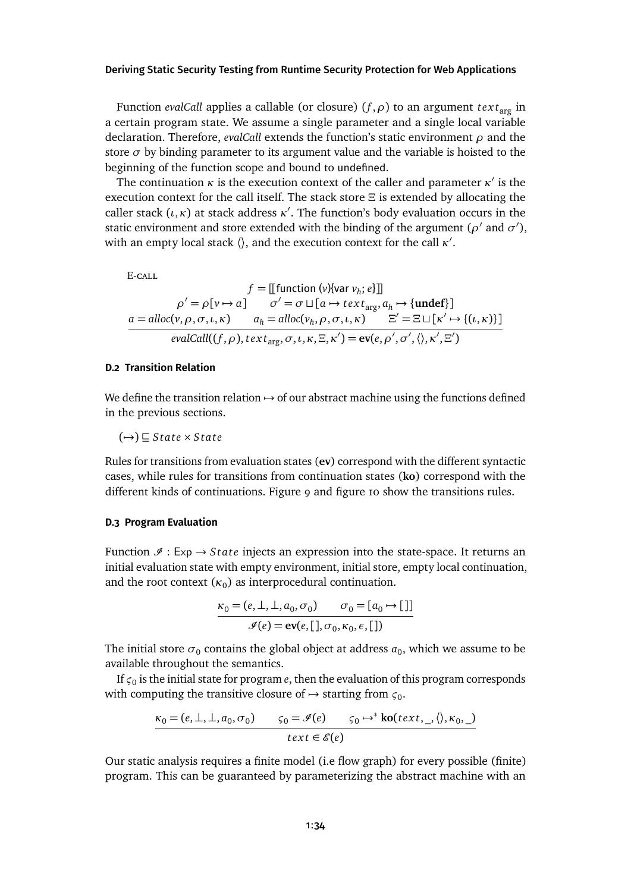Function *evalCall* applies a callable (or closure) $(f, \rho)$ to an argument $text_{\text{arg}}$ in a certain program state. We assume a single parameter and a single local variable declaration. Therefore, *evalCall* extends the function's static environment $\rho$ and the store $\sigma$ by binding parameter to its argument value and the variable is hoisted to the beginning of the function scope and bound to undefined.

The continuation $\kappa$ is the execution context of the caller and parameter $\kappa'$ is the execution context for the call itself. The stack store $\Xi$ is extended by allocating the caller stack $(\iota, \kappa)$ at stack address $\kappa'$. The function's body evaluation occurs in the static environment and store extended with the binding of the argument ($\rho'$ and $\sigma'$), with an empty local stack $\langle\rangle$, and the execution context for the call $\kappa'$.

E-CALL

$$\frac{\begin{array}{c} f = [\![\mathsf{function}\ (v)\{\mathsf{var}\ v_h;\ e\}]\!] \\ \rho' = \rho[v \mapsto a] \qquad \sigma' = \sigma \sqcup [a \mapsto text_{\text{arg}}, a_h \mapsto \{\mathbf{undef}\}] \\ a = alloc(v, \rho, \sigma, \iota, \kappa) \qquad a_h = alloc(v_h, \rho, \sigma, \iota, \kappa) \qquad \Xi' = \Xi \sqcup [\kappa' \mapsto \{(\iota, \kappa)\}] \end{array}}{evalCall((f, \rho), text_{\text{arg}}, \sigma, \iota, \kappa, \Xi, \kappa') = \mathbf{ev}(e, \rho', \sigma', \langle\rangle, \kappa', \Xi')}$$

### D.2 Transition Relation

We define the transition relation $\mapsto$ of our abstract machine using the functions defined in the previous sections.

$$(\mapsto) \sqsubseteq State \times State$$

Rules for transitions from evaluation states (**ev**) correspond with the different syntactic cases, while rules for transitions from continuation states (**ko**) correspond with the different kinds of continuations. Figure 9 and figure 10 show the transitions rules.

### D.3 Program Evaluation

Function $\mathscr{I} : \mathsf{Exp} \to State$ injects an expression into the state-space. It returns an initial evaluation state with empty environment, initial store, empty local continuation, and the root context ($\kappa_0$) as interprocedural continuation.

$$\frac{\kappa_0 = (e, \bot, \bot, a_0, \sigma_0) \qquad \sigma_0 = [a_0 \mapsto [\,]]}{\mathscr{I}(e) = \mathbf{ev}(e, [\,], \sigma_0, \kappa_0, \epsilon, [\,])}$$

The initial store $\sigma_0$ contains the global object at address $a_0$, which we assume to be available throughout the semantics.

If $\varsigma_0$ is the initial state for program $e$, then the evaluation of this program corresponds with computing the transitive closure of $\mapsto$ starting from $\varsigma_0$.

$$\frac{\kappa_0 = (e, \bot, \bot, a_0, \sigma_0) \qquad \varsigma_0 = \mathscr{I}(e) \qquad \varsigma_0 \mapsto^* \mathbf{ko}(text, \_, \langle\rangle, \kappa_0, \_)}{text \in \mathscr{E}(e)}$$

Our static analysis requires a finite model (i.e flow graph) for every possible (finite) program. This can be guaranteed by parameterizing the abstract machine with an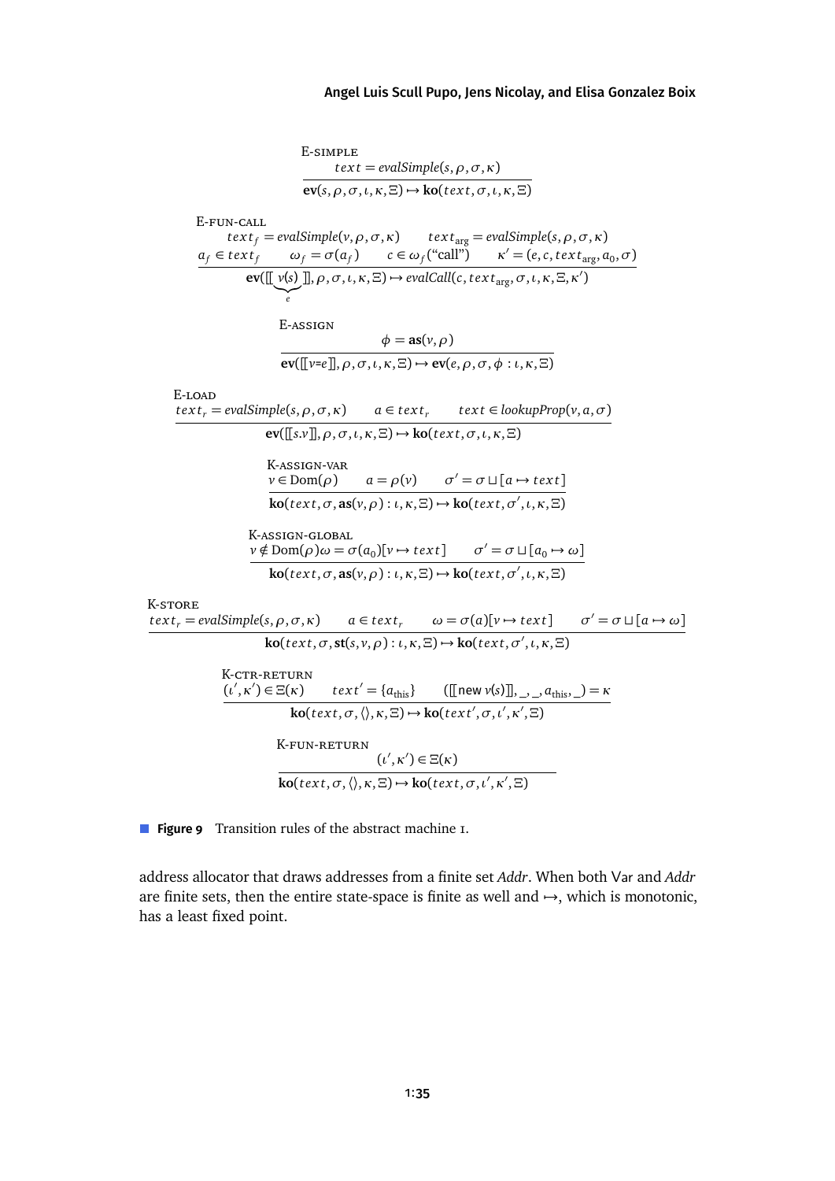E-SIMPLE

$$\frac{text = evalSimple(s, \rho, \sigma, \kappa)}{\mathbf{ev}(s, \rho, \sigma, \iota, \kappa, \Xi) \mapsto \mathbf{ko}(text, \sigma, \iota, \kappa, \Xi)}$$

E-FUN-CALL

$$\frac{\begin{array}{c} text_f = evalSimple(v, \rho, \sigma, \kappa) \qquad text_{\text{arg}} = evalSimple(s, \rho, \sigma, \kappa) \\ a_f \in text_f \qquad \omega_f = \sigma(a_f) \qquad c \in \omega_f(\text{“call”}) \qquad \kappa' = (e, c, text_{\text{arg}}, a_0, \sigma) \end{array}}{\mathbf{ev}([\![ \underbrace{v(s)}_{e} ]\!], \rho, \sigma, \iota, \kappa, \Xi) \mapsto evalCall(c, text_{\text{arg}}, \sigma, \iota, \kappa, \Xi, \kappa')}$$

E-ASSIGN

$$\frac{\phi = \mathbf{as}(v, \rho)}{\mathbf{ev}([\![ v\text{=}e ]\!], \rho, \sigma, \iota, \kappa, \Xi) \mapsto \mathbf{ev}(e, \rho, \sigma, \phi : \iota, \kappa, \Xi)}$$

E-LOAD

$$\frac{text_r = evalSimple(s, \rho, \sigma, \kappa) \qquad a \in text_r \qquad text \in lookupProp(v, a, \sigma)}{\mathbf{ev}([\![ s.v ]\!], \rho, \sigma, \iota, \kappa, \Xi) \mapsto \mathbf{ko}(text, \sigma, \iota, \kappa, \Xi)}$$

K-ASSIGN-VAR

$$\frac{v \in \text{Dom}(\rho) \qquad a = \rho(v) \qquad \sigma' = \sigma \sqcup [a \mapsto text]}{\mathbf{ko}(text, \sigma, \mathbf{as}(v, \rho) : \iota, \kappa, \Xi) \mapsto \mathbf{ko}(text, \sigma', \iota, \kappa, \Xi)}$$

K-ASSIGN-GLOBAL

$$\frac{v \notin \text{Dom}(\rho) \omega = \sigma(a_0)[v \mapsto text] \qquad \sigma' = \sigma \sqcup [a_0 \mapsto \omega]}{\mathbf{ko}(text, \sigma, \mathbf{as}(v, \rho) : \iota, \kappa, \Xi) \mapsto \mathbf{ko}(text, \sigma', \iota, \kappa, \Xi)}$$

K-STORE

$$\frac{text_r = evalSimple(s, \rho, \sigma, \kappa) \qquad a \in text_r \qquad \omega = \sigma(a)[v \mapsto text] \qquad \sigma' = \sigma \sqcup [a \mapsto \omega]}{\mathbf{ko}(text, \sigma, \mathbf{st}(s, v, \rho) : \iota, \kappa, \Xi) \mapsto \mathbf{ko}(text, \sigma', \iota, \kappa, \Xi)}$$

K-CTR-RETURN

$$\frac{(\iota', \kappa') \in \Xi(\kappa) \qquad text' = \{a_{\text{this}}\} \qquad ([\![ \mathsf{new}\ v(s) ]\!], \_, \_, a_{\text{this}}, \_) = \kappa}{\mathbf{ko}(text, \sigma, \langle\rangle, \kappa, \Xi) \mapsto \mathbf{ko}(text', \sigma, \iota', \kappa', \Xi)}$$

K-FUN-RETURN

$$\frac{(\iota', \kappa') \in \Xi(\kappa)}{\mathbf{ko}(text, \sigma, \langle\rangle, \kappa, \Xi) \mapsto \mathbf{ko}(text, \sigma, \iota', \kappa', \Xi)}$$

**Figure 9** Transition rules of the abstract machine I.

address allocator that draws addresses from a finite set *Addr*. When both Var and *Addr* are finite sets, then the entire state-space is finite as well and $\mapsto$, which is monotonic, has a least fixed point.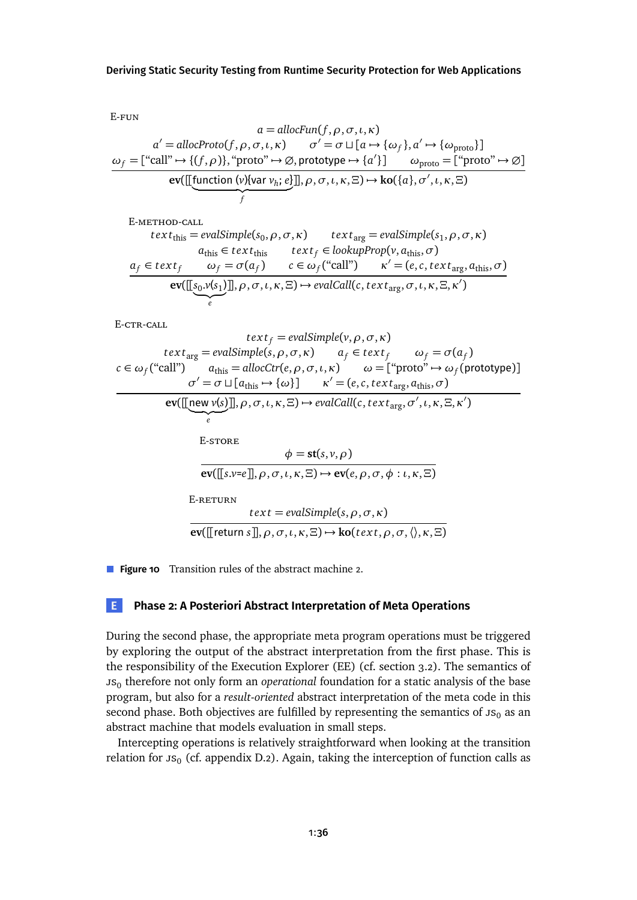E-FUN

$$\frac{\begin{array}{c} a = \mathit{allocFun}(f, \rho, \sigma, \iota, \kappa) \\ a' = \mathit{allocProto}(f, \rho, \sigma, \iota, \kappa) \qquad \sigma' = \sigma \sqcup [a \mapsto \{\omega_f\}, a' \mapsto \{\omega_{\text{proto}}\}] \\ \omega_f = [\text{"call"} \mapsto \{(f, \rho)\}, \text{"proto"} \mapsto \varnothing, \mathsf{prototype} \mapsto \{a'\}] \qquad \omega_{\text{proto}} = [\text{"proto"} \mapsto \varnothing] \end{array}}{\mathbf{ev}([\![\underbrace{\mathsf{function}\ (v)\{\mathsf{var}\ v_h;\ e\}}_{f}]\!], \rho, \sigma, \iota, \kappa, \Xi) \mapsto \mathbf{ko}(\{a\}, \sigma', \iota, \kappa, \Xi)}$$

E-METHOD-CALL

$$\frac{\begin{array}{c} \mathit{text}_{\text{this}} = \mathit{evalSimple}(s_0, \rho, \sigma, \kappa) \qquad \mathit{text}_{\text{arg}} = \mathit{evalSimple}(s_1, \rho, \sigma, \kappa) \\ a_{\text{this}} \in \mathit{text}_{\text{this}} \qquad \mathit{text}_f \in \mathit{lookupProp}(v, a_{\text{this}}, \sigma) \\ a_f \in \mathit{text}_f \qquad \omega_f = \sigma(a_f) \qquad c \in \omega_f(\text{"call"}) \qquad \kappa' = (e, c, \mathit{text}_{\text{arg}}, a_{\text{this}}, \sigma) \end{array}}{\mathbf{ev}([\![\underbrace{s_0.v(s_1)}_{e}]\!], \rho, \sigma, \iota, \kappa, \Xi) \mapsto \mathit{evalCall}(c, \mathit{text}_{\text{arg}}, \sigma, \iota, \kappa, \Xi, \kappa')}$$

E-CTR-CALL

$$\frac{\begin{array}{c} \mathit{text}_f = \mathit{evalSimple}(v, \rho, \sigma, \kappa) \\ \mathit{text}_{\text{arg}} = \mathit{evalSimple}(s, \rho, \sigma, \kappa) \qquad a_f \in \mathit{text}_f \qquad \omega_f = \sigma(a_f) \\ c \in \omega_f(\text{"call"}) \qquad a_{\text{this}} = \mathit{allocCtr}(e, \rho, \sigma, \iota, \kappa) \qquad \omega = [\text{"proto"} \mapsto \omega_f(\mathsf{prototype})] \\ \sigma' = \sigma \sqcup [a_{\text{this}} \mapsto \{\omega\}] \qquad \kappa' = (e, c, \mathit{text}_{\text{arg}}, a_{\text{this}}, \sigma) \end{array}}{\mathbf{ev}([\![\underbrace{\mathsf{new}\ v(s)}_{e}]\!], \rho, \sigma, \iota, \kappa, \Xi) \mapsto \mathit{evalCall}(c, \mathit{text}_{\text{arg}}, \sigma', \iota, \kappa, \Xi, \kappa')}$$

E-STORE

$$\frac{\phi = \mathbf{st}(s, v, \rho)}{\mathbf{ev}([\![s.v\texttt{=}e]\!], \rho, \sigma, \iota, \kappa, \Xi) \mapsto \mathbf{ev}(e, \rho, \sigma, \phi : \iota, \kappa, \Xi)}$$

E-RETURN

$$\frac{\mathit{text} = \mathit{evalSimple}(s, \rho, \sigma, \kappa)}{\mathbf{ev}([\![\mathsf{return}\ s]\!], \rho, \sigma, \iota, \kappa, \Xi) \mapsto \mathbf{ko}(\mathit{text}, \rho, \sigma, \langle\rangle, \kappa, \Xi)}$$

**Figure 10** Transition rules of the abstract machine 2.

## E Phase 2: A Posteriori Abstract Interpretation of Meta Operations

During the second phase, the appropriate meta program operations must be triggered by exploring the output of the abstract interpretation from the first phase. This is the responsibility of the Execution Explorer (EE) (cf. section 3.2). The semantics of $\text{JS}_0$ therefore not only form an *operational* foundation for a static analysis of the base program, but also for a *result-oriented* abstract interpretation of the meta code in this second phase. Both objectives are fulfilled by representing the semantics of $\text{JS}_0$ as an abstract machine that models evaluation in small steps.

Intercepting operations is relatively straightforward when looking at the transition relation for $\text{JS}_0$ (cf. appendix D.2). Again, taking the interception of function calls as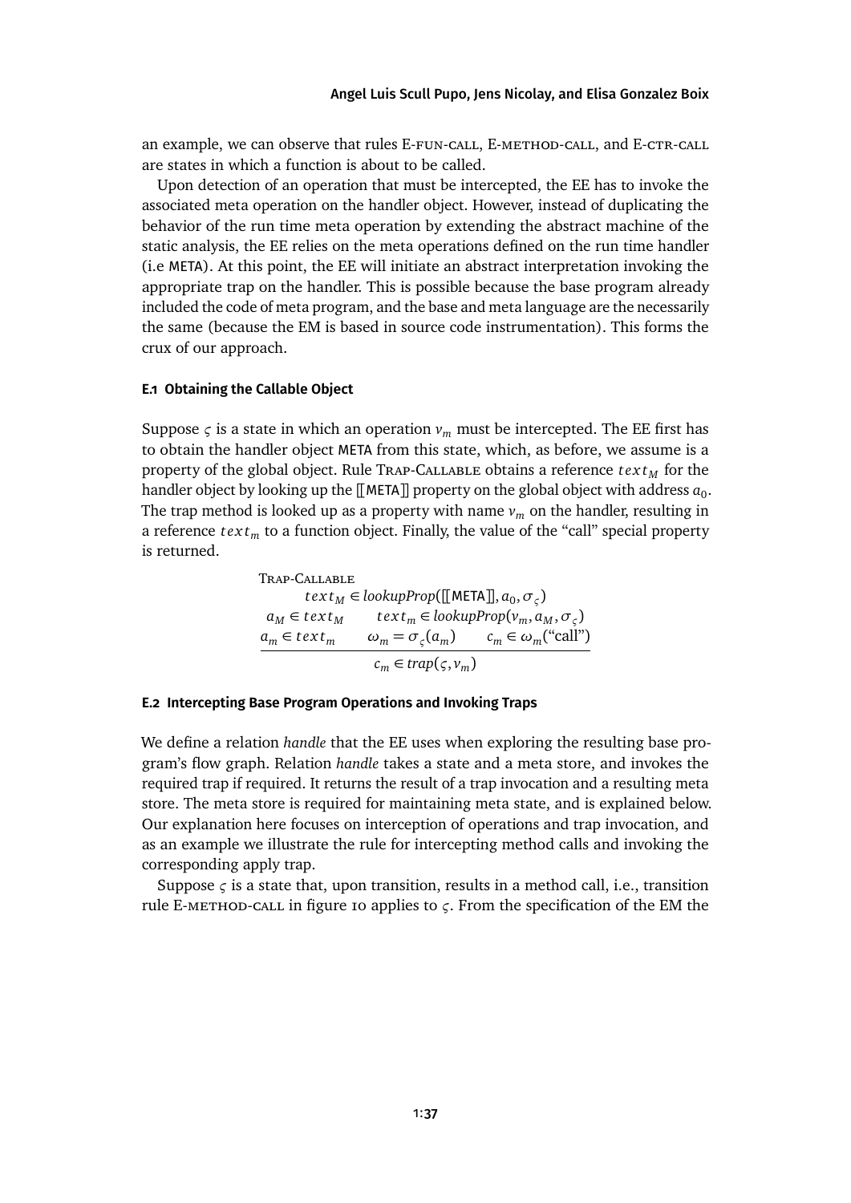an example, we can observe that rules E-FUN-CALL, E-METHOD-CALL, and E-CTR-CALL are states in which a function is about to be called.

Upon detection of an operation that must be intercepted, the EE has to invoke the associated meta operation on the handler object. However, instead of duplicating the behavior of the run time meta operation by extending the abstract machine of the static analysis, the EE relies on the meta operations defined on the run time handler (i.e META). At this point, the EE will initiate an abstract interpretation invoking the appropriate trap on the handler. This is possible because the base program already included the code of meta program, and the base and meta language are the necessarily the same (because the EM is based in source code instrumentation). This forms the crux of our approach.

#### E.1 Obtaining the Callable Object

Suppose $\varsigma$ is a state in which an operation $v_m$ must be intercepted. The EE first has to obtain the handler object META from this state, which, as before, we assume is a property of the global object. Rule TRAP-CALLABLE obtains a reference $text_M$ for the handler object by looking up the $[\![\text{META}]\!]$ property on the global object with address $a_0$. The trap method is looked up as a property with name $v_m$ on the handler, resulting in a reference $text_m$ to a function object. Finally, the value of the "call" special property is returned.

$$\textsc{Trap-Callable}\quad \frac{\begin{array}{c} text_M \in lookupProp([\![\text{META}]\!], a_0, \sigma_\varsigma) \\ a_M \in text_M \qquad text_m \in lookupProp(v_m, a_M, \sigma_\varsigma) \\ a_m \in text_m \qquad \omega_m = \sigma_\varsigma(a_m) \qquad c_m \in \omega_m(\text{"call"}) \end{array}}{c_m \in trap(\varsigma, v_m)}$$

#### E.2 Intercepting Base Program Operations and Invoking Traps

We define a relation *handle* that the EE uses when exploring the resulting base program's flow graph. Relation *handle* takes a state and a meta store, and invokes the required trap if required. It returns the result of a trap invocation and a resulting meta store. The meta store is required for maintaining meta state, and is explained below. Our explanation here focuses on interception of operations and trap invocation, and as an example we illustrate the rule for intercepting method calls and invoking the corresponding apply trap.

Suppose $\varsigma$ is a state that, upon transition, results in a method call, i.e., transition rule E-METHOD-CALL in figure 10 applies to $\varsigma$. From the specification of the EM the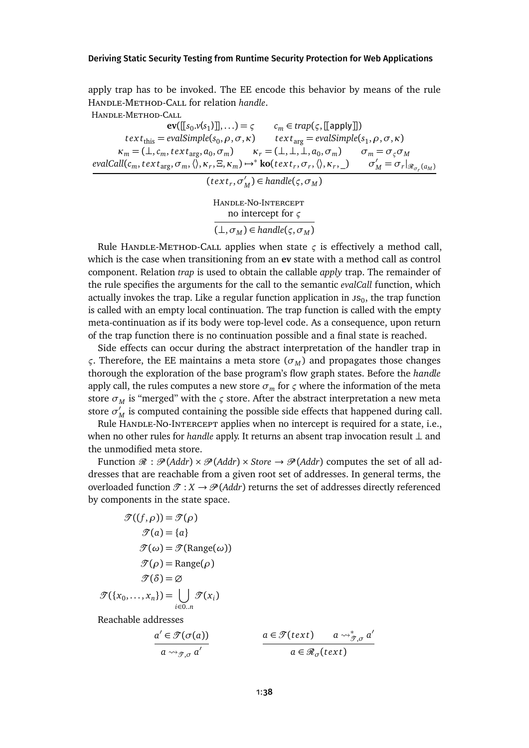apply trap has to be invoked. The EE encode this behavior by means of the rule Handle-Method-Call for relation *handle*.

Handle-Method-Call

$$\frac{\begin{array}{c}\mathbf{ev}([\![s_0.\nu(s_1)]\!],\ldots) = \varsigma \qquad c_m \in \mathit{trap}(\varsigma, [\![\mathsf{apply}]\!]) \\ \mathit{text}_{\text{this}} = \mathit{evalSimple}(s_0, \rho, \sigma, \kappa) \qquad \mathit{text}_{\text{arg}} = \mathit{evalSimple}(s_1, \rho, \sigma, \kappa) \\ \kappa_m = (\bot, c_m, \mathit{text}_{\text{arg}}, a_0, \sigma_m) \qquad \kappa_r = (\bot, \bot, \bot, a_0, \sigma_m) \qquad \sigma_m = \sigma_\varsigma \sigma_M \\ \mathit{evalCall}(c_m, \mathit{text}_{\text{arg}}, \sigma_m, \langle\rangle, \kappa_r, \Xi, \kappa_m) \mapsto^* \mathbf{ko}(\mathit{text}_r, \sigma_r, \langle\rangle, \kappa_r, \_) \qquad \sigma'_M = \sigma_r|_{\mathscr{R}_{\sigma_r}(a_M)}\end{array}}{(\mathit{text}_r, \sigma'_M) \in \mathit{handle}(\varsigma, \sigma_M)}$$

Handle-No-Intercept

$$\frac{\text{no intercept for } \varsigma}{(\bot, \sigma_M) \in \mathit{handle}(\varsigma, \sigma_M)}$$

Rule Handle-Method-Call applies when state $\varsigma$ is effectively a method call, which is the case when transitioning from an **ev** state with a method call as control component. Relation *trap* is used to obtain the callable *apply* trap. The remainder of the rule specifies the arguments for the call to the semantic *evalCall* function, which actually invokes the trap. Like a regular function application in $\text{JS}_0$, the trap function is called with an empty local continuation. The trap function is called with the empty meta-continuation as if its body were top-level code. As a consequence, upon return of the trap function there is no continuation possible and a final state is reached.

Side effects can occur during the abstract interpretation of the handler trap in $\varsigma$. Therefore, the EE maintains a meta store ($\sigma_M$) and propagates those changes thorough the exploration of the base program's flow graph states. Before the *handle* apply call, the rules computes a new store $\sigma_m$ for $\varsigma$ where the information of the meta store $\sigma_M$ is "merged" with the $\varsigma$ store. After the abstract interpretation a new meta store $\sigma'_M$ is computed containing the possible side effects that happened during call.

Rule Handle-No-Intercept applies when no intercept is required for a state, i.e., when no other rules for *handle* apply. It returns an absent trap invocation result $\bot$ and the unmodified meta store.

Function $\mathscr{R} : \mathscr{P}(\mathit{Addr}) \times \mathscr{P}(\mathit{Addr}) \times \mathit{Store} \to \mathscr{P}(\mathit{Addr})$ computes the set of all addresses that are reachable from a given root set of addresses. In general terms, the overloaded function $\mathscr{T} : X \to \mathscr{P}(\mathit{Addr})$ returns the set of addresses directly referenced by components in the state space.

$$\begin{aligned}
\mathscr{T}((f,\rho)) &= \mathscr{T}(\rho) \\
\mathscr{T}(a) &= \{a\} \\
\mathscr{T}(\omega) &= \mathscr{T}(\text{Range}(\omega)) \\
\mathscr{T}(\rho) &= \text{Range}(\rho) \\
\mathscr{T}(\delta) &= \varnothing \\
\mathscr{T}(\{x_0,\ldots,x_n\}) &= \bigcup_{i\in 0..n} \mathscr{T}(x_i)
\end{aligned}$$

Reachable addresses

$$\frac{a' \in \mathscr{T}(\sigma(a))}{a \rightsquigarrow_{\mathscr{T},\sigma} a'} \qquad\qquad \frac{a \in \mathscr{T}(\mathit{text}) \qquad a \rightsquigarrow^*_{\mathscr{T},\sigma} a'}{a \in \mathscr{R}_\sigma(\mathit{text})}$$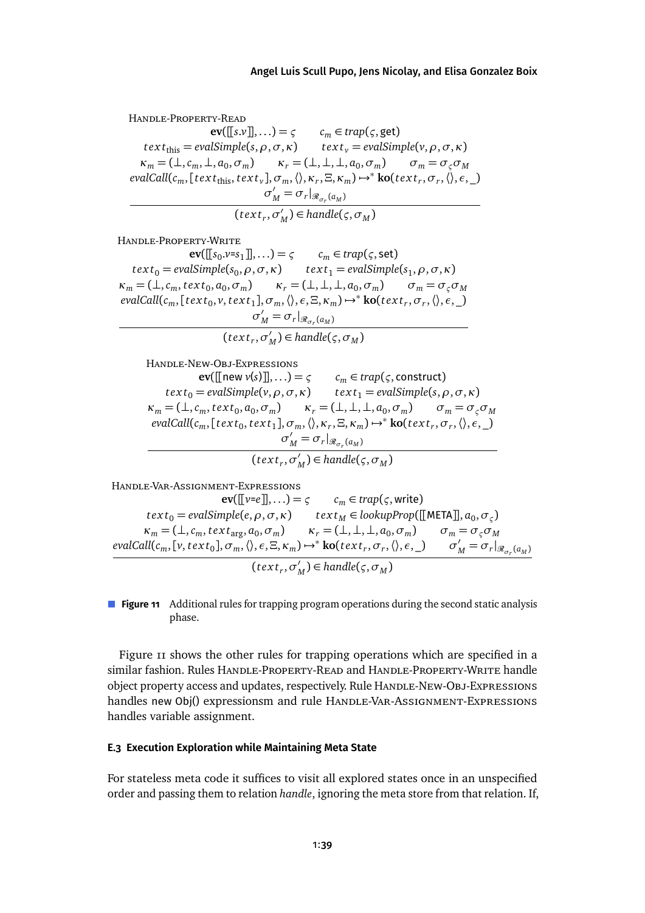Handle-Property-Read

$$
\frac{
\begin{array}{c}
\mathbf{ev}([\![s.v]\!], \ldots) = \varsigma \qquad c_m \in \mathit{trap}(\varsigma, \mathsf{get}) \\
\mathit{text}_{\mathsf{this}} = \mathit{evalSimple}(s, \rho, \sigma, \kappa) \qquad \mathit{text}_v = \mathit{evalSimple}(v, \rho, \sigma, \kappa) \\
\kappa_m = (\bot, c_m, \bot, a_0, \sigma_m) \qquad \kappa_r = (\bot, \bot, \bot, a_0, \sigma_m) \qquad \sigma_m = \sigma_\varsigma \sigma_M \\
\mathit{evalCall}(c_m, [\mathit{text}_{\mathsf{this}}, \mathit{text}_v], \sigma_m, \langle\rangle, \kappa_r, \Xi, \kappa_m) \mapsto^* \mathbf{ko}(\mathit{text}_r, \sigma_r, \langle\rangle, \epsilon, \_) \\
\sigma'_M = \sigma_r|_{\mathscr{R}_{\sigma_r}(a_M)}
\end{array}
}{
(\mathit{text}_r, \sigma'_M) \in \mathit{handle}(\varsigma, \sigma_M)
}
$$

Handle-Property-Write

$$
\frac{
\begin{array}{c}
\mathbf{ev}([\![s_0.v\text{=}s_1]\!], \ldots) = \varsigma \qquad c_m \in \mathit{trap}(\varsigma, \mathsf{set}) \\
\mathit{text}_0 = \mathit{evalSimple}(s_0, \rho, \sigma, \kappa) \qquad \mathit{text}_1 = \mathit{evalSimple}(s_1, \rho, \sigma, \kappa) \\
\kappa_m = (\bot, c_m, \mathit{text}_0, a_0, \sigma_m) \qquad \kappa_r = (\bot, \bot, \bot, a_0, \sigma_m) \qquad \sigma_m = \sigma_\varsigma \sigma_M \\
\mathit{evalCall}(c_m, [\mathit{text}_0, v, \mathit{text}_1], \sigma_m, \langle\rangle, \epsilon, \Xi, \kappa_m) \mapsto^* \mathbf{ko}(\mathit{text}_r, \sigma_r, \langle\rangle, \epsilon, \_) \\
\sigma'_M = \sigma_r|_{\mathscr{R}_{\sigma_r}(a_M)}
\end{array}
}{
(\mathit{text}_r, \sigma'_M) \in \mathit{handle}(\varsigma, \sigma_M)
}
$$

Handle-New-Obj-Expressions

$$
\frac{
\begin{array}{c}
\mathbf{ev}([\![\mathsf{new}\ v(s)]\!], \ldots) = \varsigma \qquad c_m \in \mathit{trap}(\varsigma, \mathsf{construct}) \\
\mathit{text}_0 = \mathit{evalSimple}(v, \rho, \sigma, \kappa) \qquad \mathit{text}_1 = \mathit{evalSimple}(s, \rho, \sigma, \kappa) \\
\kappa_m = (\bot, c_m, \mathit{text}_0, a_0, \sigma_m) \qquad \kappa_r = (\bot, \bot, \bot, a_0, \sigma_m) \qquad \sigma_m = \sigma_\varsigma \sigma_M \\
\mathit{evalCall}(c_m, [\mathit{text}_0, \mathit{text}_1], \sigma_m, \langle\rangle, \kappa_r, \Xi, \kappa_m) \mapsto^* \mathbf{ko}(\mathit{text}_r, \sigma_r, \langle\rangle, \epsilon, \_) \\
\sigma'_M = \sigma_r|_{\mathscr{R}_{\sigma_r}(a_M)}
\end{array}
}{
(\mathit{text}_r, \sigma'_M) \in \mathit{handle}(\varsigma, \sigma_M)
}
$$

Handle-Var-Assignment-Expressions

$$
\frac{
\begin{array}{c}
\mathbf{ev}([\![v\text{=}e]\!], \ldots) = \varsigma \qquad c_m \in \mathit{trap}(\varsigma, \mathsf{write}) \\
\mathit{text}_0 = \mathit{evalSimple}(e, \rho, \sigma, \kappa) \qquad \mathit{text}_M \in \mathit{lookupProp}([\![\mathsf{META}]\!], a_0, \sigma_\varsigma) \\
\kappa_m = (\bot, c_m, \mathit{text}_{\mathrm{arg}}, a_0, \sigma_m) \qquad \kappa_r = (\bot, \bot, \bot, a_0, \sigma_m) \qquad \sigma_m = \sigma_\varsigma \sigma_M \\
\mathit{evalCall}(c_m, [v, \mathit{text}_0], \sigma_m, \langle\rangle, \epsilon, \Xi, \kappa_m) \mapsto^* \mathbf{ko}(\mathit{text}_r, \sigma_r, \langle\rangle, \epsilon, \_) \qquad \sigma'_M = \sigma_r|_{\mathscr{R}_{\sigma_r}(a_M)}
\end{array}
}{
(\mathit{text}_r, \sigma'_M) \in \mathit{handle}(\varsigma, \sigma_M)
}
$$

**Figure 11** Additional rules for trapping program operations during the second static analysis phase.

Figure 11 shows the other rules for trapping operations which are specified in a similar fashion. Rules Handle-Property-Read and Handle-Property-Write handle object property access and updates, respectively. Rule Handle-New-Obj-Expressions handles `new Obj()` expressionsm and rule Handle-Var-Assignment-Expressions handles variable assignment.

### E.3 Execution Exploration while Maintaining Meta State

For stateless meta code it suffices to visit all explored states once in an unspecified order and passing them to relation *handle*, ignoring the meta store from that relation. If,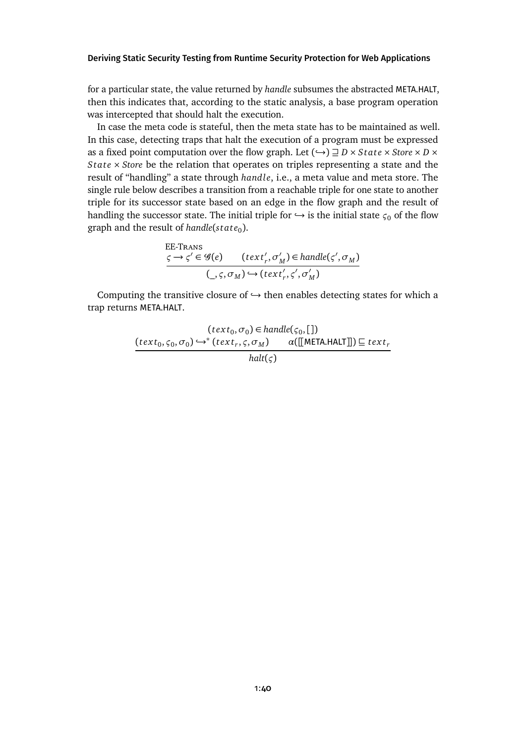for a particular state, the value returned by *handle* subsumes the abstracted META.HALT, then this indicates that, according to the static analysis, a base program operation was intercepted that should halt the execution.

In case the meta code is stateful, then the meta state has to be maintained as well. In this case, detecting traps that halt the execution of a program must be expressed as a fixed point computation over the flow graph. Let $(\hookrightarrow) \sqsupseteq D \times State \times Store \times D \times State \times Store$ be the relation that operates on triples representing a state and the result of "handling" a state through $handle$, i.e., a meta value and meta store. The single rule below describes a transition from a reachable triple for one state to another triple for its successor state based on an edge in the flow graph and the result of handling the successor state. The initial triple for $\hookrightarrow$ is the initial state $\varsigma_0$ of the flow graph and the result of $handle(state_0)$.

$$\textsc{EE-Trans}\quad \frac{\varsigma \rightarrow \varsigma' \in \mathcal{G}(e) \qquad (text'_r, \sigma'_M) \in handle(\varsigma', \sigma_M)}{(\_, \varsigma, \sigma_M) \hookrightarrow (text'_r, \varsigma', \sigma'_M)}$$

Computing the transitive closure of $\hookrightarrow$ then enables detecting states for which a trap returns META.HALT.

$$\frac{\begin{array}{c}(text_0, \sigma_0) \in handle(\varsigma_0, [\,])\\ (text_0, \varsigma_0, \sigma_0) \hookrightarrow^* (text_r, \varsigma, \sigma_M) \qquad \alpha([\![\text{META.HALT}]\!]) \sqsubseteq text_r\end{array}}{halt(\varsigma)}$$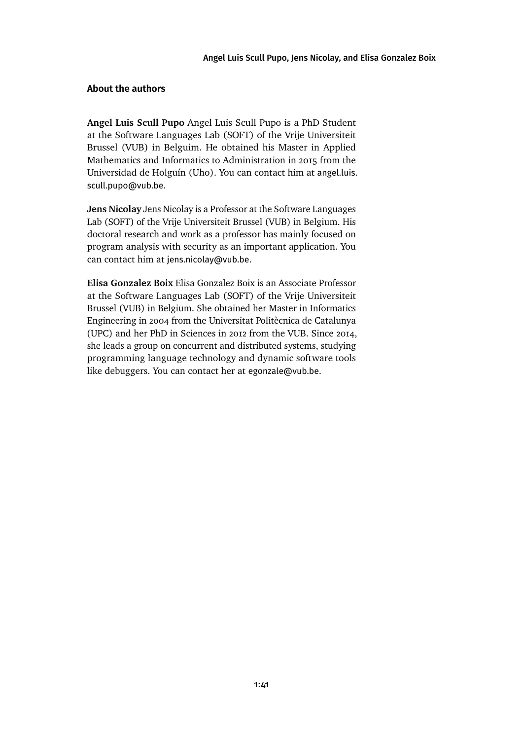## About the authors

**Angel Luis Scull Pupo** Angel Luis Scull Pupo is a PhD Student at the Software Languages Lab (SOFT) of the Vrije Universiteit Brussel (VUB) in Belguim. He obtained his Master in Applied Mathematics and Informatics to Administration in 2015 from the Universidad de Holguín (Uho). You can contact him at angel.luis.scull.pupo@vub.be.

**Jens Nicolay** Jens Nicolay is a Professor at the Software Languages Lab (SOFT) of the Vrije Universiteit Brussel (VUB) in Belgium. His doctoral research and work as a professor has mainly focused on program analysis with security as an important application. You can contact him at jens.nicolay@vub.be.

**Elisa Gonzalez Boix** Elisa Gonzalez Boix is an Associate Professor at the Software Languages Lab (SOFT) of the Vrije Universiteit Brussel (VUB) in Belgium. She obtained her Master in Informatics Engineering in 2004 from the Universitat Politècnica de Catalunya (UPC) and her PhD in Sciences in 2012 from the VUB. Since 2014, she leads a group on concurrent and distributed systems, studying programming language technology and dynamic software tools like debuggers. You can contact her at egonzale@vub.be.